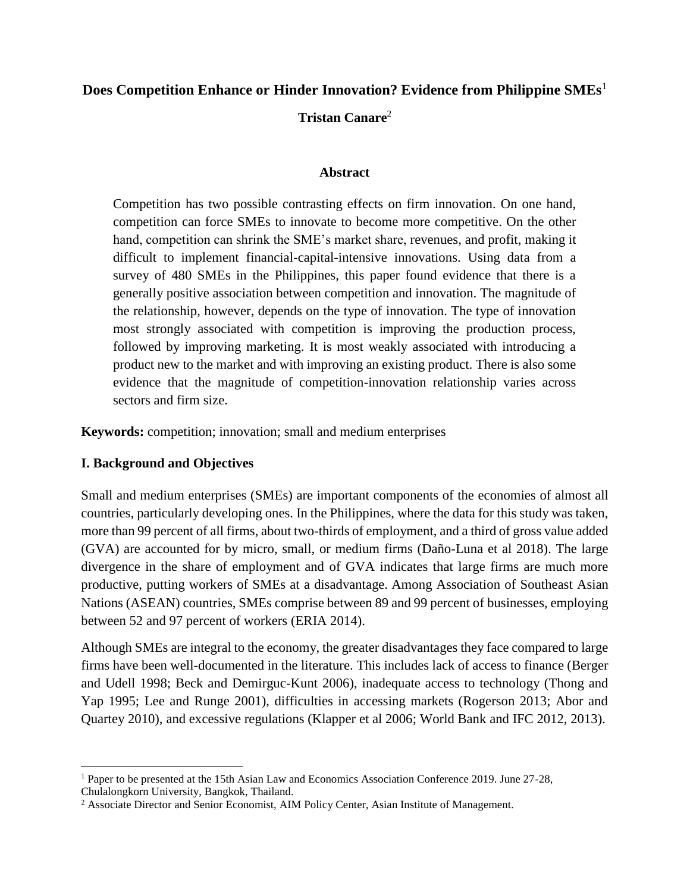# Does Competition Enhance or Hinder Innovation? Evidence from Philippine SMEs[1]

**Tristan Canare**[2]

**Abstract**

Competition has two possible contrasting effects on firm innovation. On one hand, competition can force SMEs to innovate to become more competitive. On the other hand, competition can shrink the SME's market share, revenues, and profit, making it difficult to implement financial-capital-intensive innovations. Using data from a survey of 480 SMEs in the Philippines, this paper found evidence that there is a generally positive association between competition and innovation. The magnitude of the relationship, however, depends on the type of innovation. The type of innovation most strongly associated with competition is improving the production process, followed by improving marketing. It is most weakly associated with introducing a product new to the market and with improving an existing product. There is also some evidence that the magnitude of competition-innovation relationship varies across sectors and firm size.

**Keywords:** competition; innovation; small and medium enterprises

## I. Background and Objectives

Small and medium enterprises (SMEs) are important components of the economies of almost all countries, particularly developing ones. In the Philippines, where the data for this study was taken, more than 99 percent of all firms, about two-thirds of employment, and a third of gross value added (GVA) are accounted for by micro, small, or medium firms (Daño-Luna et al 2018). The large divergence in the share of employment and of GVA indicates that large firms are much more productive, putting workers of SMEs at a disadvantage. Among Association of Southeast Asian Nations (ASEAN) countries, SMEs comprise between 89 and 99 percent of businesses, employing between 52 and 97 percent of workers (ERIA 2014).

Although SMEs are integral to the economy, the greater disadvantages they face compared to large firms have been well-documented in the literature. This includes lack of access to finance (Berger and Udell 1998; Beck and Demirguc-Kunt 2006), inadequate access to technology (Thong and Yap 1995; Lee and Runge 2001), difficulties in accessing markets (Rogerson 2013; Abor and Quartey 2010), and excessive regulations (Klapper et al 2006; World Bank and IFC 2012, 2013).

---

[1] Paper to be presented at the 15th Asian Law and Economics Association Conference 2019. June 27-28, Chulalongkorn University, Bangkok, Thailand.

[2] Associate Director and Senior Economist, AIM Policy Center, Asian Institute of Management.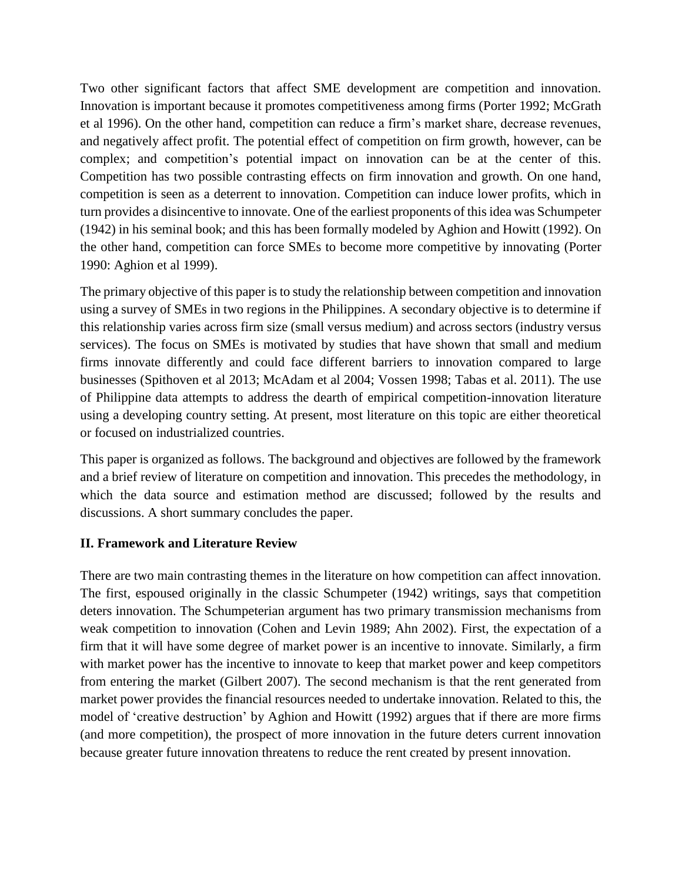Two other significant factors that affect SME development are competition and innovation. Innovation is important because it promotes competitiveness among firms (Porter 1992; McGrath et al 1996). On the other hand, competition can reduce a firm's market share, decrease revenues, and negatively affect profit. The potential effect of competition on firm growth, however, can be complex; and competition's potential impact on innovation can be at the center of this. Competition has two possible contrasting effects on firm innovation and growth. On one hand, competition is seen as a deterrent to innovation. Competition can induce lower profits, which in turn provides a disincentive to innovate. One of the earliest proponents of this idea was Schumpeter (1942) in his seminal book; and this has been formally modeled by Aghion and Howitt (1992). On the other hand, competition can force SMEs to become more competitive by innovating (Porter 1990: Aghion et al 1999).

The primary objective of this paper is to study the relationship between competition and innovation using a survey of SMEs in two regions in the Philippines. A secondary objective is to determine if this relationship varies across firm size (small versus medium) and across sectors (industry versus services). The focus on SMEs is motivated by studies that have shown that small and medium firms innovate differently and could face different barriers to innovation compared to large businesses (Spithoven et al 2013; McAdam et al 2004; Vossen 1998; Tabas et al. 2011). The use of Philippine data attempts to address the dearth of empirical competition-innovation literature using a developing country setting. At present, most literature on this topic are either theoretical or focused on industrialized countries.

This paper is organized as follows. The background and objectives are followed by the framework and a brief review of literature on competition and innovation. This precedes the methodology, in which the data source and estimation method are discussed; followed by the results and discussions. A short summary concludes the paper.

## II. Framework and Literature Review

There are two main contrasting themes in the literature on how competition can affect innovation. The first, espoused originally in the classic Schumpeter (1942) writings, says that competition deters innovation. The Schumpeterian argument has two primary transmission mechanisms from weak competition to innovation (Cohen and Levin 1989; Ahn 2002). First, the expectation of a firm that it will have some degree of market power is an incentive to innovate. Similarly, a firm with market power has the incentive to innovate to keep that market power and keep competitors from entering the market (Gilbert 2007). The second mechanism is that the rent generated from market power provides the financial resources needed to undertake innovation. Related to this, the model of 'creative destruction' by Aghion and Howitt (1992) argues that if there are more firms (and more competition), the prospect of more innovation in the future deters current innovation because greater future innovation threatens to reduce the rent created by present innovation.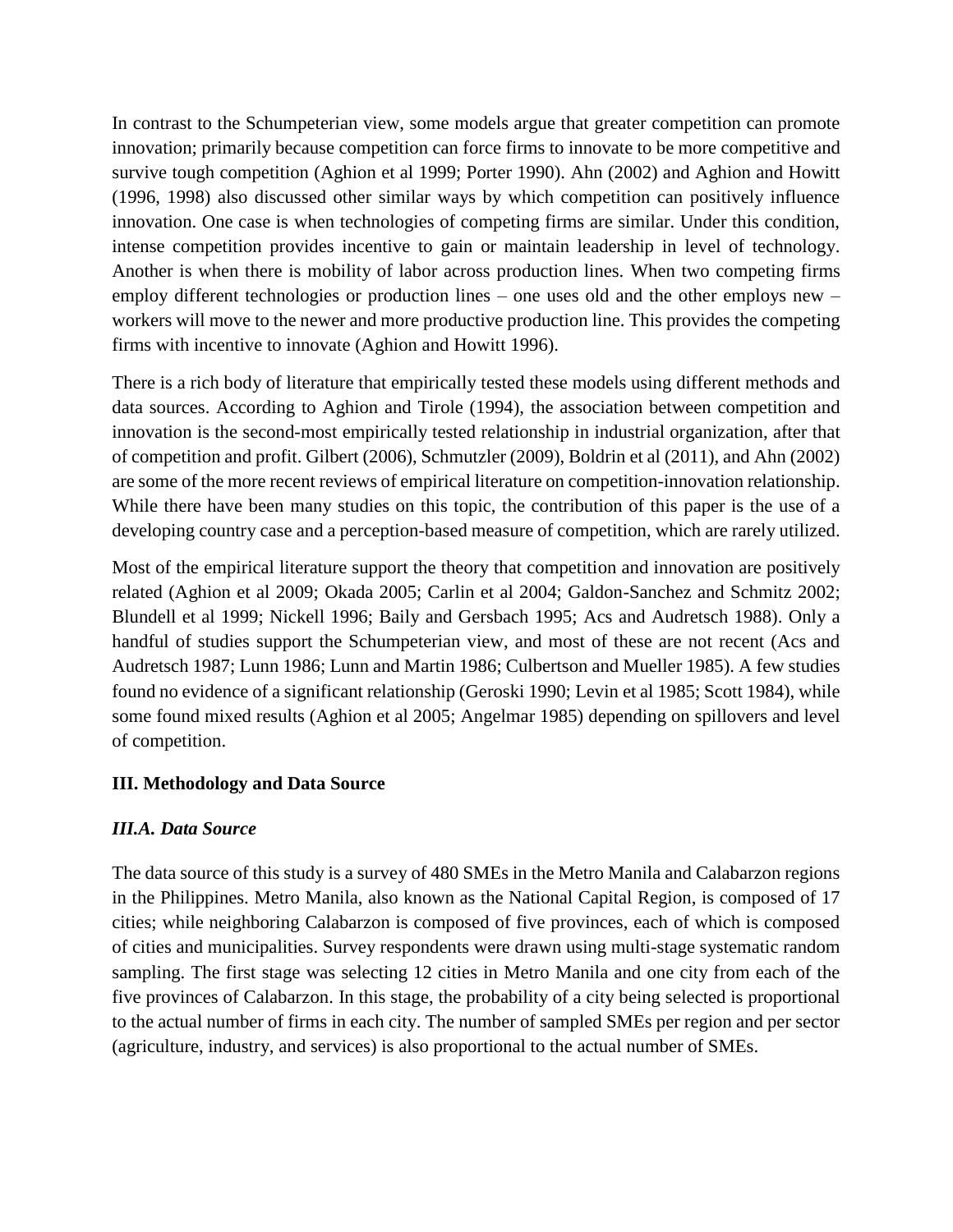In contrast to the Schumpeterian view, some models argue that greater competition can promote innovation; primarily because competition can force firms to innovate to be more competitive and survive tough competition (Aghion et al 1999; Porter 1990). Ahn (2002) and Aghion and Howitt (1996, 1998) also discussed other similar ways by which competition can positively influence innovation. One case is when technologies of competing firms are similar. Under this condition, intense competition provides incentive to gain or maintain leadership in level of technology. Another is when there is mobility of labor across production lines. When two competing firms employ different technologies or production lines – one uses old and the other employs new – workers will move to the newer and more productive production line. This provides the competing firms with incentive to innovate (Aghion and Howitt 1996).

There is a rich body of literature that empirically tested these models using different methods and data sources. According to Aghion and Tirole (1994), the association between competition and innovation is the second-most empirically tested relationship in industrial organization, after that of competition and profit. Gilbert (2006), Schmutzler (2009), Boldrin et al (2011), and Ahn (2002) are some of the more recent reviews of empirical literature on competition-innovation relationship. While there have been many studies on this topic, the contribution of this paper is the use of a developing country case and a perception-based measure of competition, which are rarely utilized.

Most of the empirical literature support the theory that competition and innovation are positively related (Aghion et al 2009; Okada 2005; Carlin et al 2004; Galdon-Sanchez and Schmitz 2002; Blundell et al 1999; Nickell 1996; Baily and Gersbach 1995; Acs and Audretsch 1988). Only a handful of studies support the Schumpeterian view, and most of these are not recent (Acs and Audretsch 1987; Lunn 1986; Lunn and Martin 1986; Culbertson and Mueller 1985). A few studies found no evidence of a significant relationship (Geroski 1990; Levin et al 1985; Scott 1984), while some found mixed results (Aghion et al 2005; Angelmar 1985) depending on spillovers and level of competition.

## III. Methodology and Data Source

### *III.A. Data Source*

The data source of this study is a survey of 480 SMEs in the Metro Manila and Calabarzon regions in the Philippines. Metro Manila, also known as the National Capital Region, is composed of 17 cities; while neighboring Calabarzon is composed of five provinces, each of which is composed of cities and municipalities. Survey respondents were drawn using multi-stage systematic random sampling. The first stage was selecting 12 cities in Metro Manila and one city from each of the five provinces of Calabarzon. In this stage, the probability of a city being selected is proportional to the actual number of firms in each city. The number of sampled SMEs per region and per sector (agriculture, industry, and services) is also proportional to the actual number of SMEs.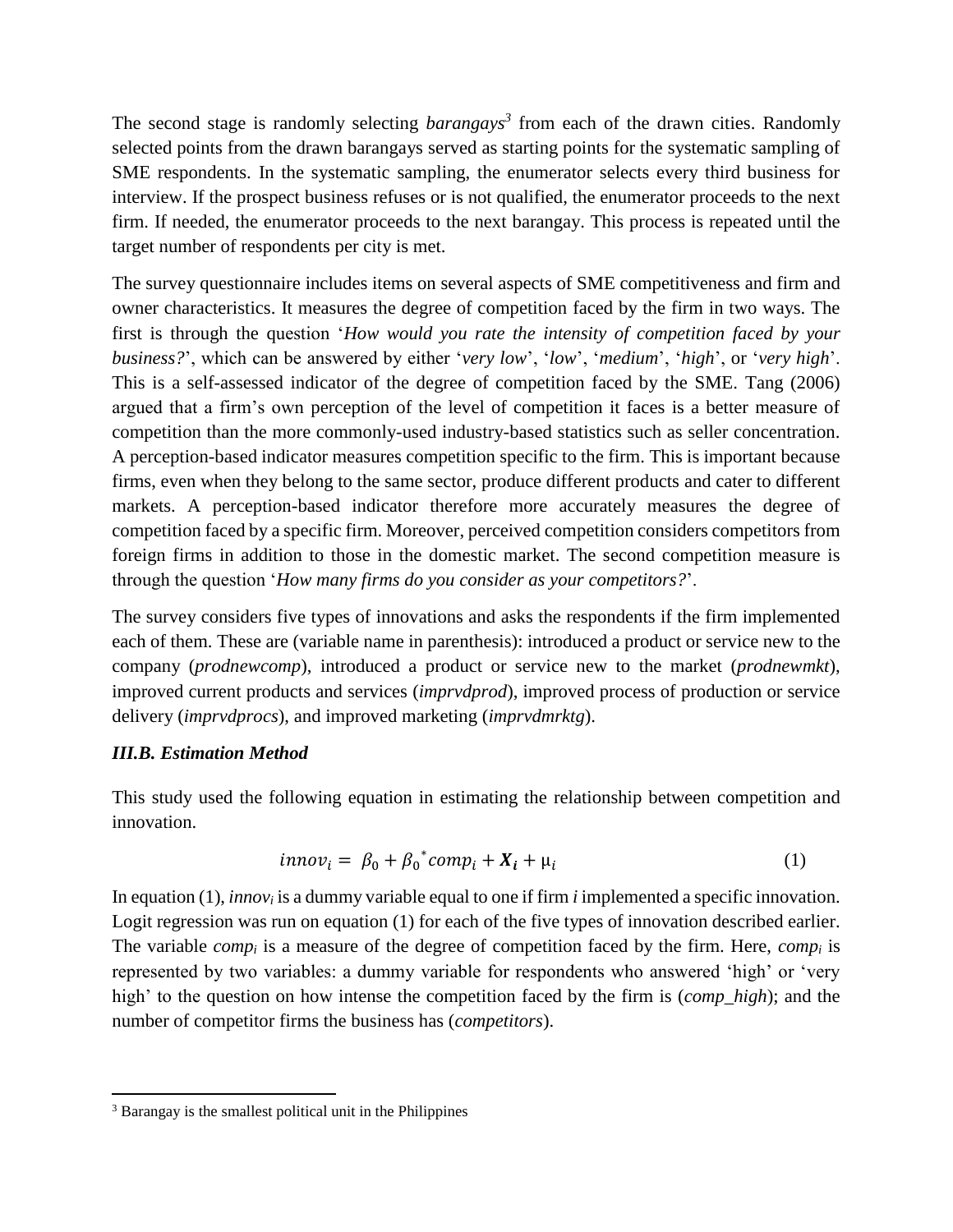The second stage is randomly selecting *barangays*[3] from each of the drawn cities. Randomly selected points from the drawn barangays served as starting points for the systematic sampling of SME respondents. In the systematic sampling, the enumerator selects every third business for interview. If the prospect business refuses or is not qualified, the enumerator proceeds to the next firm. If needed, the enumerator proceeds to the next barangay. This process is repeated until the target number of respondents per city is met.

The survey questionnaire includes items on several aspects of SME competitiveness and firm and owner characteristics. It measures the degree of competition faced by the firm in two ways. The first is through the question '*How would you rate the intensity of competition faced by your business?*', which can be answered by either '*very low*', '*low*', '*medium*', '*high*', or '*very high*'. This is a self-assessed indicator of the degree of competition faced by the SME. Tang (2006) argued that a firm's own perception of the level of competition it faces is a better measure of competition than the more commonly-used industry-based statistics such as seller concentration. A perception-based indicator measures competition specific to the firm. This is important because firms, even when they belong to the same sector, produce different products and cater to different markets. A perception-based indicator therefore more accurately measures the degree of competition faced by a specific firm. Moreover, perceived competition considers competitors from foreign firms in addition to those in the domestic market. The second competition measure is through the question '*How many firms do you consider as your competitors?*'.

The survey considers five types of innovations and asks the respondents if the firm implemented each of them. These are (variable name in parenthesis): introduced a product or service new to the company (*prodnewcomp*), introduced a product or service new to the market (*prodnewmkt*), improved current products and services (*imprvdprod*), improved process of production or service delivery (*imprvdprocs*), and improved marketing (*imprvdmrktg*).

### *III.B. Estimation Method*

This study used the following equation in estimating the relationship between competition and innovation.

$$innov_i = \beta_0 + \beta_0^{*} comp_i + \boldsymbol{X_i} + \mu_i \qquad (1)$$

In equation (1), $innov_i$ is a dummy variable equal to one if firm $i$ implemented a specific innovation. Logit regression was run on equation (1) for each of the five types of innovation described earlier. The variable $comp_i$ is a measure of the degree of competition faced by the firm. Here, $comp_i$ is represented by two variables: a dummy variable for respondents who answered 'high' or 'very high' to the question on how intense the competition faced by the firm is (*comp_high*); and the number of competitor firms the business has (*competitors*).

[3] Barangay is the smallest political unit in the Philippines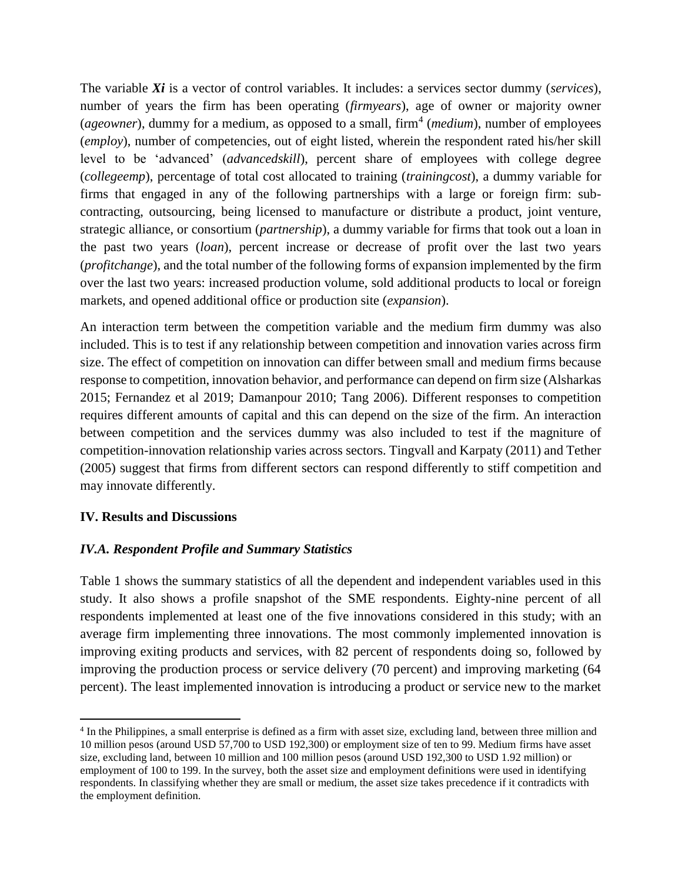The variable $\boldsymbol{X_i}$ is a vector of control variables. It includes: a services sector dummy (*services*), number of years the firm has been operating (*firmyears*), age of owner or majority owner (*ageowner*), dummy for a medium, as opposed to a small, firm[4] (*medium*), number of employees (*employ*), number of competencies, out of eight listed, wherein the respondent rated his/her skill level to be 'advanced' (*advancedskill*), percent share of employees with college degree (*collegeemp*), percentage of total cost allocated to training (*trainingcost*), a dummy variable for firms that engaged in any of the following partnerships with a large or foreign firm: sub-contracting, outsourcing, being licensed to manufacture or distribute a product, joint venture, strategic alliance, or consortium (*partnership*), a dummy variable for firms that took out a loan in the past two years (*loan*), percent increase or decrease of profit over the last two years (*profitchange*), and the total number of the following forms of expansion implemented by the firm over the last two years: increased production volume, sold additional products to local or foreign markets, and opened additional office or production site (*expansion*).

An interaction term between the competition variable and the medium firm dummy was also included. This is to test if any relationship between competition and innovation varies across firm size. The effect of competition on innovation can differ between small and medium firms because response to competition, innovation behavior, and performance can depend on firm size (Alsharkas 2015; Fernandez et al 2019; Damanpour 2010; Tang 2006). Different responses to competition requires different amounts of capital and this can depend on the size of the firm. An interaction between competition and the services dummy was also included to test if the magnitude of competition-innovation relationship varies across sectors. Tingvall and Karpaty (2011) and Tether (2005) suggest that firms from different sectors can respond differently to stiff competition and may innovate differently.

## IV. Results and Discussions

### *IV.A. Respondent Profile and Summary Statistics*

Table 1 shows the summary statistics of all the dependent and independent variables used in this study. It also shows a profile snapshot of the SME respondents. Eighty-nine percent of all respondents implemented at least one of the five innovations considered in this study; with an average firm implementing three innovations. The most commonly implemented innovation is improving exiting products and services, with 82 percent of respondents doing so, followed by improving the production process or service delivery (70 percent) and improving marketing (64 percent). The least implemented innovation is introducing a product or service new to the market

[4] In the Philippines, a small enterprise is defined as a firm with asset size, excluding land, between three million and 10 million pesos (around USD 57,700 to USD 192,300) or employment size of ten to 99. Medium firms have asset size, excluding land, between 10 million and 100 million pesos (around USD 192,300 to USD 1.92 million) or employment of 100 to 199. In the survey, both the asset size and employment definitions were used in identifying respondents. In classifying whether they are small or medium, the asset size takes precedence if it contradicts with the employment definition.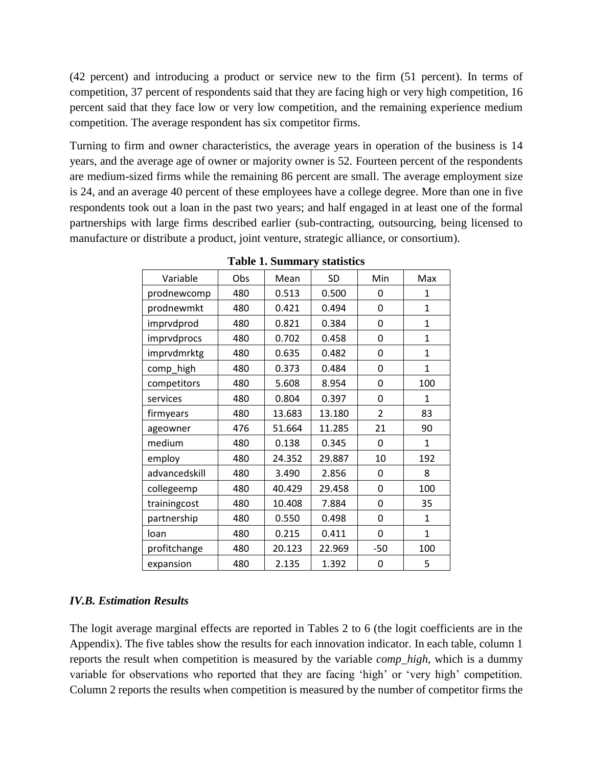(42 percent) and introducing a product or service new to the firm (51 percent). In terms of competition, 37 percent of respondents said that they are facing high or very high competition, 16 percent said that they face low or very low competition, and the remaining experience medium competition. The average respondent has six competitor firms.

Turning to firm and owner characteristics, the average years in operation of the business is 14 years, and the average age of owner or majority owner is 52. Fourteen percent of the respondents are medium-sized firms while the remaining 86 percent are small. The average employment size is 24, and an average 40 percent of these employees have a college degree. More than one in five respondents took out a loan in the past two years; and half engaged in at least one of the formal partnerships with large firms described earlier (sub-contracting, outsourcing, being licensed to manufacture or distribute a product, joint venture, strategic alliance, or consortium).

**Table 1. Summary statistics**

| Variable | Obs | Mean | SD | Min | Max |
|---|---|---|---|---|---|
| prodnewcomp | 480 | 0.513 | 0.500 | 0 | 1 |
| prodnewmkt | 480 | 0.421 | 0.494 | 0 | 1 |
| imprvdprod | 480 | 0.821 | 0.384 | 0 | 1 |
| imprvdprocs | 480 | 0.702 | 0.458 | 0 | 1 |
| imprvdmrktg | 480 | 0.635 | 0.482 | 0 | 1 |
| comp_high | 480 | 0.373 | 0.484 | 0 | 1 |
| competitors | 480 | 5.608 | 8.954 | 0 | 100 |
| services | 480 | 0.804 | 0.397 | 0 | 1 |
| firmyears | 480 | 13.683 | 13.180 | 2 | 83 |
| ageowner | 476 | 51.664 | 11.285 | 21 | 90 |
| medium | 480 | 0.138 | 0.345 | 0 | 1 |
| employ | 480 | 24.352 | 29.887 | 10 | 192 |
| advancedskill | 480 | 3.490 | 2.856 | 0 | 8 |
| collegeemp | 480 | 40.429 | 29.458 | 0 | 100 |
| trainingcost | 480 | 10.408 | 7.884 | 0 | 35 |
| partnership | 480 | 0.550 | 0.498 | 0 | 1 |
| loan | 480 | 0.215 | 0.411 | 0 | 1 |
| profitchange | 480 | 20.123 | 22.969 | -50 | 100 |
| expansion | 480 | 2.135 | 1.392 | 0 | 5 |

### *IV.B. Estimation Results*

The logit average marginal effects are reported in Tables 2 to 6 (the logit coefficients are in the Appendix). The five tables show the results for each innovation indicator. In each table, column 1 reports the result when competition is measured by the variable *comp_high*, which is a dummy variable for observations who reported that they are facing 'high' or 'very high' competition. Column 2 reports the results when competition is measured by the number of competitor firms the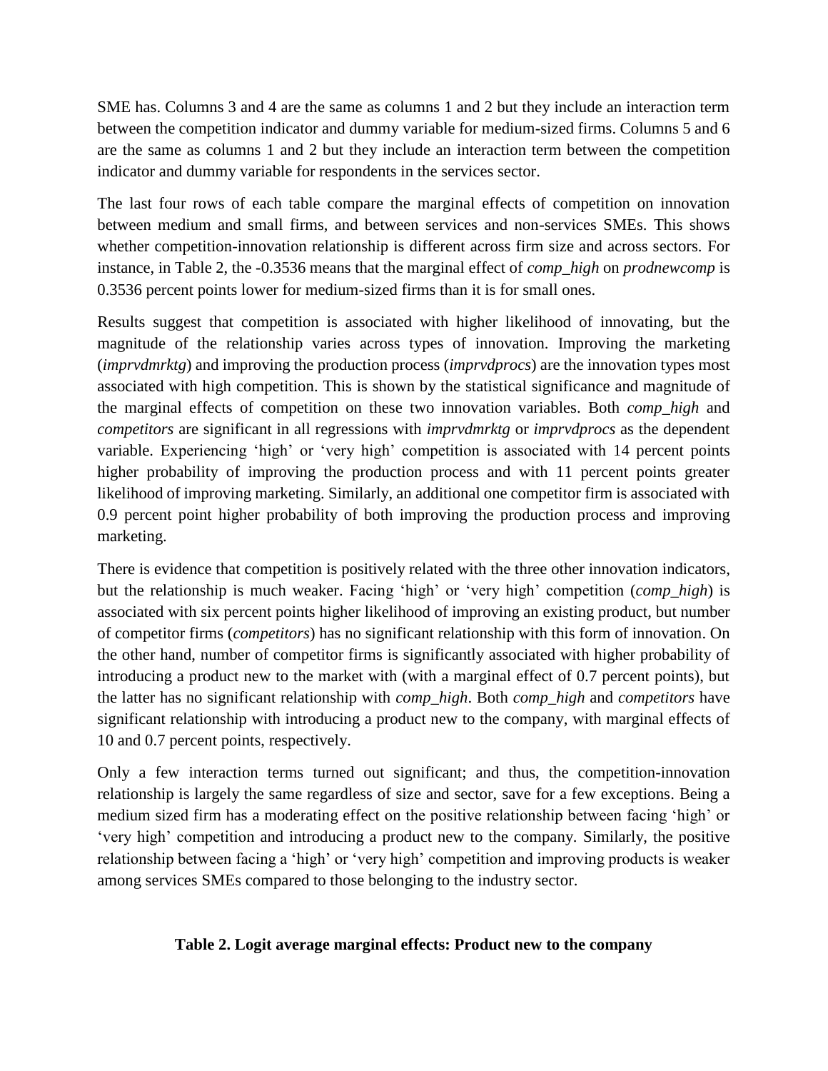SME has. Columns 3 and 4 are the same as columns 1 and 2 but they include an interaction term between the competition indicator and dummy variable for medium-sized firms. Columns 5 and 6 are the same as columns 1 and 2 but they include an interaction term between the competition indicator and dummy variable for respondents in the services sector.

The last four rows of each table compare the marginal effects of competition on innovation between medium and small firms, and between services and non-services SMEs. This shows whether competition-innovation relationship is different across firm size and across sectors. For instance, in Table 2, the -0.3536 means that the marginal effect of *comp_high* on *prodnewcomp* is 0.3536 percent points lower for medium-sized firms than it is for small ones.

Results suggest that competition is associated with higher likelihood of innovating, but the magnitude of the relationship varies across types of innovation. Improving the marketing (*imprvdmrktg*) and improving the production process (*imprvdprocs*) are the innovation types most associated with high competition. This is shown by the statistical significance and magnitude of the marginal effects of competition on these two innovation variables. Both *comp_high* and *competitors* are significant in all regressions with *imprvdmrktg* or *imprvdprocs* as the dependent variable. Experiencing 'high' or 'very high' competition is associated with 14 percent points higher probability of improving the production process and with 11 percent points greater likelihood of improving marketing. Similarly, an additional one competitor firm is associated with 0.9 percent point higher probability of both improving the production process and improving marketing.

There is evidence that competition is positively related with the three other innovation indicators, but the relationship is much weaker. Facing 'high' or 'very high' competition (*comp_high*) is associated with six percent points higher likelihood of improving an existing product, but number of competitor firms (*competitors*) has no significant relationship with this form of innovation. On the other hand, number of competitor firms is significantly associated with higher probability of introducing a product new to the market with (with a marginal effect of 0.7 percent points), but the latter has no significant relationship with *comp_high*. Both *comp_high* and *competitors* have significant relationship with introducing a product new to the company, with marginal effects of 10 and 0.7 percent points, respectively.

Only a few interaction terms turned out significant; and thus, the competition-innovation relationship is largely the same regardless of size and sector, save for a few exceptions. Being a medium sized firm has a moderating effect on the positive relationship between facing 'high' or 'very high' competition and introducing a product new to the company. Similarly, the positive relationship between facing a 'high' or 'very high' competition and improving products is weaker among services SMEs compared to those belonging to the industry sector.

**Table 2. Logit average marginal effects: Product new to the company**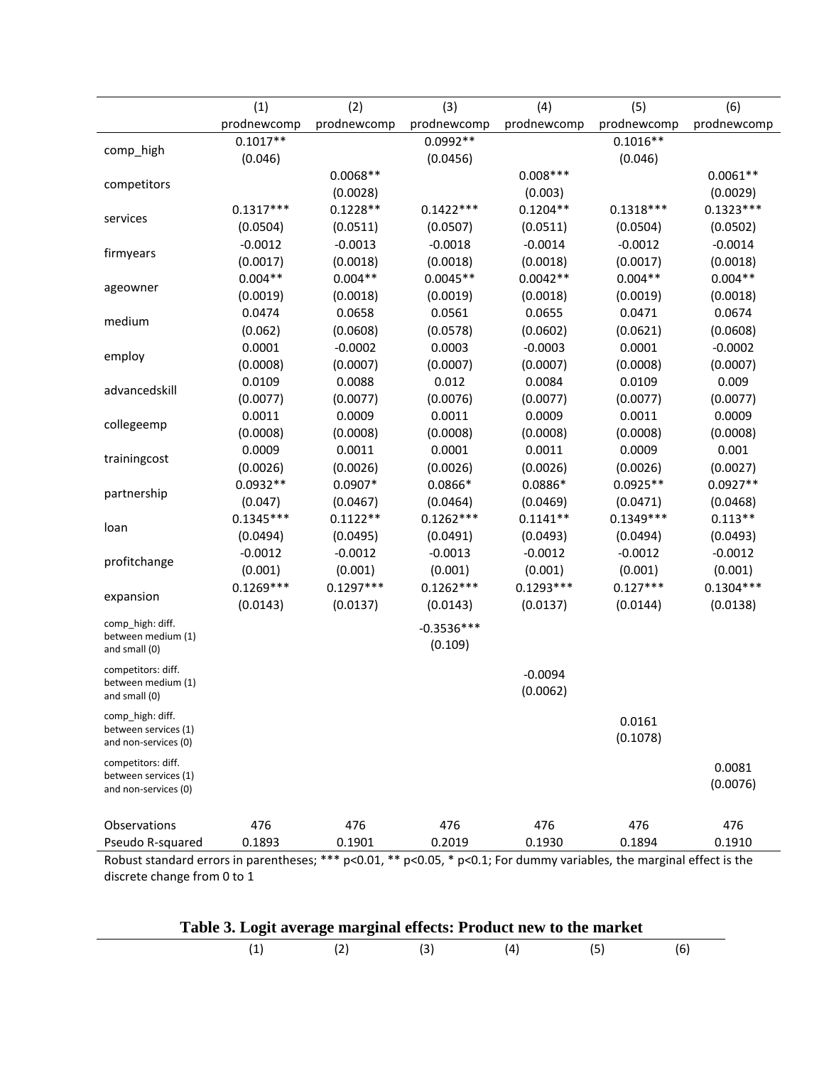| | (1) | (2) | (3) | (4) | (5) | (6) |
|---|---|---|---|---|---|---|
| | prodnewcomp | prodnewcomp | prodnewcomp | prodnewcomp | prodnewcomp | prodnewcomp |
| comp_high | 0.1017** | | 0.0992** | | 0.1016** | |
| | (0.046) | | (0.0456) | | (0.046) | |
| competitors | | 0.0068** | | 0.008*** | | 0.0061** |
| | | (0.0028) | | (0.003) | | (0.0029) |
| services | 0.1317*** | 0.1228** | 0.1422*** | 0.1204** | 0.1318*** | 0.1323*** |
| | (0.0504) | (0.0511) | (0.0507) | (0.0511) | (0.0504) | (0.0502) |
| firmyears | -0.0012 | -0.0013 | -0.0018 | -0.0014 | -0.0012 | -0.0014 |
| | (0.0017) | (0.0018) | (0.0018) | (0.0018) | (0.0017) | (0.0018) |
| ageowner | 0.004** | 0.004** | 0.0045** | 0.0042** | 0.004** | 0.004** |
| | (0.0019) | (0.0018) | (0.0019) | (0.0018) | (0.0019) | (0.0018) |
| medium | 0.0474 | 0.0658 | 0.0561 | 0.0655 | 0.0471 | 0.0674 |
| | (0.062) | (0.0608) | (0.0578) | (0.0602) | (0.0621) | (0.0608) |
| employ | 0.0001 | -0.0002 | 0.0003 | -0.0003 | 0.0001 | -0.0002 |
| | (0.0008) | (0.0007) | (0.0007) | (0.0007) | (0.0008) | (0.0007) |
| advancedskill | 0.0109 | 0.0088 | 0.012 | 0.0084 | 0.0109 | 0.009 |
| | (0.0077) | (0.0077) | (0.0076) | (0.0077) | (0.0077) | (0.0077) |
| collegeemp | 0.0011 | 0.0009 | 0.0011 | 0.0009 | 0.0011 | 0.0009 |
| | (0.0008) | (0.0008) | (0.0008) | (0.0008) | (0.0008) | (0.0008) |
| trainingcost | 0.0009 | 0.0011 | 0.0001 | 0.0011 | 0.0009 | 0.001 |
| | (0.0026) | (0.0026) | (0.0026) | (0.0026) | (0.0026) | (0.0027) |
| partnership | 0.0932** | 0.0907* | 0.0866* | 0.0886* | 0.0925** | 0.0927** |
| | (0.047) | (0.0467) | (0.0464) | (0.0469) | (0.0471) | (0.0468) |
| loan | 0.1345*** | 0.1122** | 0.1262*** | 0.1141** | 0.1349*** | 0.113** |
| | (0.0494) | (0.0495) | (0.0491) | (0.0493) | (0.0494) | (0.0493) |
| profitchange | -0.0012 | -0.0012 | -0.0013 | -0.0012 | -0.0012 | -0.0012 |
| | (0.001) | (0.001) | (0.001) | (0.001) | (0.001) | (0.001) |
| expansion | 0.1269*** | 0.1297*** | 0.1262*** | 0.1293*** | 0.127*** | 0.1304*** |
| | (0.0143) | (0.0137) | (0.0143) | (0.0137) | (0.0144) | (0.0138) |
| comp_high: diff. between medium (1) and small (0) | | | -0.3536*** | | | |
| | | | (0.109) | | | |
| competitors: diff. between medium (1) and small (0) | | | | -0.0094 | | |
| | | | | (0.0062) | | |
| comp_high: diff. between services (1) and non-services (0) | | | | | 0.0161 | |
| | | | | | (0.1078) | |
| competitors: diff. between services (1) and non-services (0) | | | | | | 0.0081 |
| | | | | | | (0.0076) |
| Observations | 476 | 476 | 476 | 476 | 476 | 476 |
| Pseudo R-squared | 0.1893 | 0.1901 | 0.2019 | 0.1930 | 0.1894 | 0.1910 |

Robust standard errors in parentheses; *** p<0.01, ** p<0.05, * p<0.1; For dummy variables, the marginal effect is the discrete change from 0 to 1

**Table 3. Logit average marginal effects: Product new to the market**

| | (1) | (2) | (3) | (4) | (5) | (6) |
|---|---|---|---|---|---|---|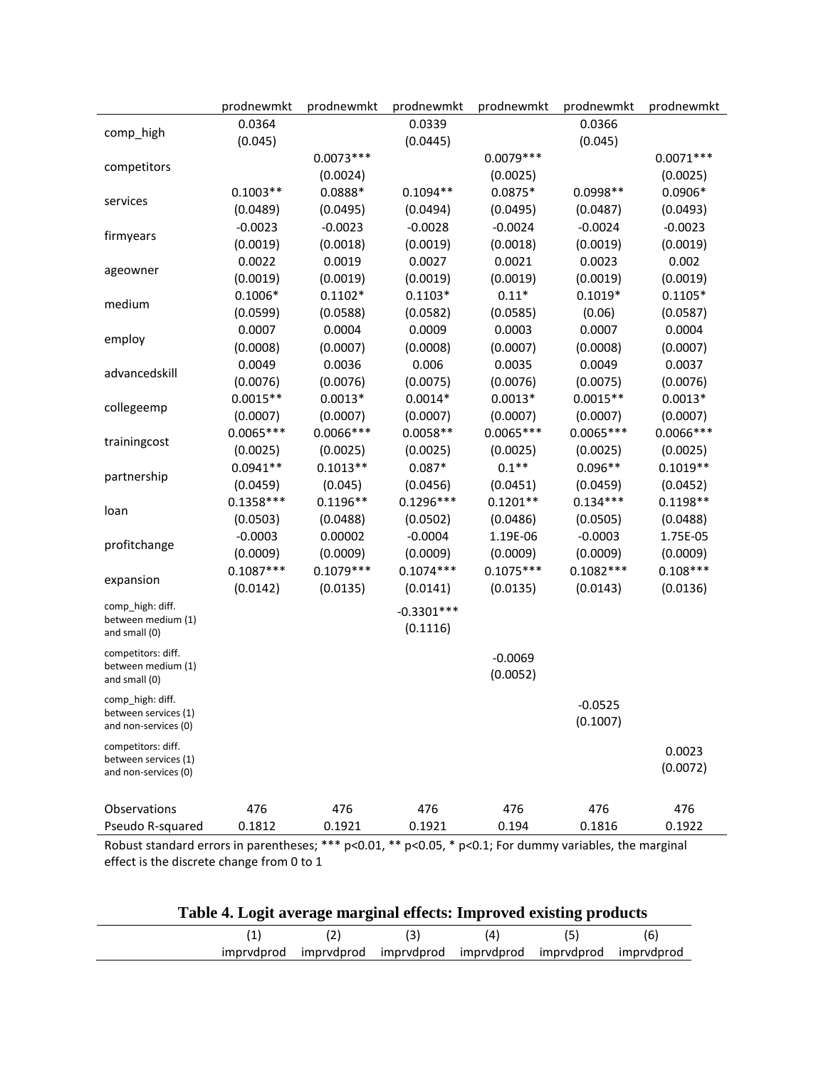| | prodnewmkt | prodnewmkt | prodnewmkt | prodnewmkt | prodnewmkt | prodnewmkt |
|---|---|---|---|---|---|---|
| comp_high | 0.0364 | | 0.0339 | | 0.0366 | |
| | (0.045) | | (0.0445) | | (0.045) | |
| competitors | | 0.0073*** | | 0.0079*** | | 0.0071*** |
| | | (0.0024) | | (0.0025) | | (0.0025) |
| services | 0.1003** | 0.0888* | 0.1094** | 0.0875* | 0.0998** | 0.0906* |
| | (0.0489) | (0.0495) | (0.0494) | (0.0495) | (0.0487) | (0.0493) |
| firmyears | -0.0023 | -0.0023 | -0.0028 | -0.0024 | -0.0024 | -0.0023 |
| | (0.0019) | (0.0018) | (0.0019) | (0.0018) | (0.0019) | (0.0019) |
| ageowner | 0.0022 | 0.0019 | 0.0027 | 0.0021 | 0.0023 | 0.002 |
| | (0.0019) | (0.0019) | (0.0019) | (0.0019) | (0.0019) | (0.0019) |
| medium | 0.1006* | 0.1102* | 0.1103* | 0.11* | 0.1019* | 0.1105* |
| | (0.0599) | (0.0588) | (0.0582) | (0.0585) | (0.06) | (0.0587) |
| employ | 0.0007 | 0.0004 | 0.0009 | 0.0003 | 0.0007 | 0.0004 |
| | (0.0008) | (0.0007) | (0.0008) | (0.0007) | (0.0008) | (0.0007) |
| advancedskill | 0.0049 | 0.0036 | 0.006 | 0.0035 | 0.0049 | 0.0037 |
| | (0.0076) | (0.0076) | (0.0075) | (0.0076) | (0.0075) | (0.0076) |
| collegeemp | 0.0015** | 0.0013* | 0.0014* | 0.0013* | 0.0015** | 0.0013* |
| | (0.0007) | (0.0007) | (0.0007) | (0.0007) | (0.0007) | (0.0007) |
| trainingcost | 0.0065*** | 0.0066*** | 0.0058** | 0.0065*** | 0.0065*** | 0.0066*** |
| | (0.0025) | (0.0025) | (0.0025) | (0.0025) | (0.0025) | (0.0025) |
| partnership | 0.0941** | 0.1013** | 0.087* | 0.1** | 0.096** | 0.1019** |
| | (0.0459) | (0.045) | (0.0456) | (0.0451) | (0.0459) | (0.0452) |
| loan | 0.1358*** | 0.1196** | 0.1296*** | 0.1201** | 0.134*** | 0.1198** |
| | (0.0503) | (0.0488) | (0.0502) | (0.0486) | (0.0505) | (0.0488) |
| profitchange | -0.0003 | 0.00002 | -0.0004 | 1.19E-06 | -0.0003 | 1.75E-05 |
| | (0.0009) | (0.0009) | (0.0009) | (0.0009) | (0.0009) | (0.0009) |
| expansion | 0.1087*** | 0.1079*** | 0.1074*** | 0.1075*** | 0.1082*** | 0.108*** |
| | (0.0142) | (0.0135) | (0.0141) | (0.0135) | (0.0143) | (0.0136) |
| comp_high: diff. between medium (1) and small (0) | | | -0.3301*** | | | |
| | | | (0.1116) | | | |
| competitors: diff. between medium (1) and small (0) | | | | -0.0069 | | |
| | | | | (0.0052) | | |
| comp_high: diff. between services (1) and non-services (0) | | | | | -0.0525 | |
| | | | | | (0.1007) | |
| competitors: diff. between services (1) and non-services (0) | | | | | | 0.0023 |
| | | | | | | (0.0072) |
| Observations | 476 | 476 | 476 | 476 | 476 | 476 |
| Pseudo R-squared | 0.1812 | 0.1921 | 0.1921 | 0.194 | 0.1816 | 0.1922 |

Robust standard errors in parentheses; *** p<0.01, ** p<0.05, * p<0.1; For dummy variables, the marginal effect is the discrete change from 0 to 1

**Table 4. Logit average marginal effects: Improved existing products**

| | (1) | (2) | (3) | (4) | (5) | (6) |
|---|---|---|---|---|---|---|
| | imprvdprod | imprvdprod | imprvdprod | imprvdprod | imprvdprod | imprvdprod |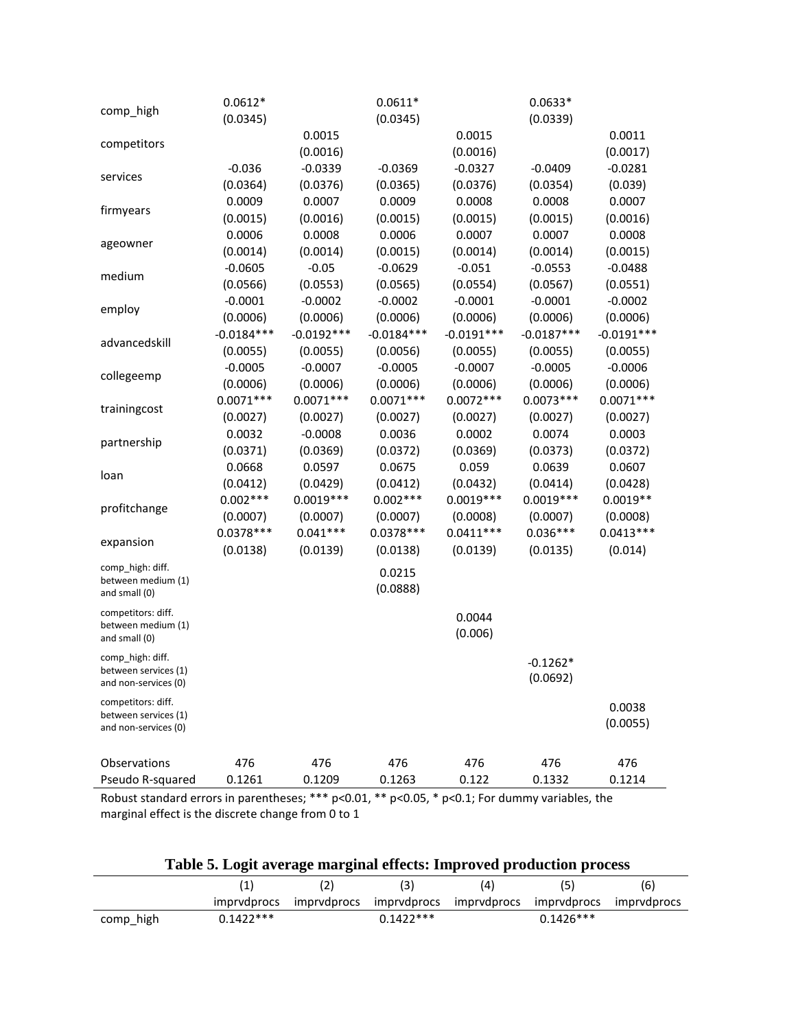| | | | | | | |
|---|---|---|---|---|---|---|
| comp_high | 0.0612* | | 0.0611* | | 0.0633* | |
| | (0.0345) | | (0.0345) | | (0.0339) | |
| competitors | | 0.0015 | | 0.0015 | | 0.0011 |
| | | (0.0016) | | (0.0016) | | (0.0017) |
| services | -0.036 | -0.0339 | -0.0369 | -0.0327 | -0.0409 | -0.0281 |
| | (0.0364) | (0.0376) | (0.0365) | (0.0376) | (0.0354) | (0.039) |
| firmyears | 0.0009 | 0.0007 | 0.0009 | 0.0008 | 0.0008 | 0.0007 |
| | (0.0015) | (0.0016) | (0.0015) | (0.0015) | (0.0015) | (0.0016) |
| ageowner | 0.0006 | 0.0008 | 0.0006 | 0.0007 | 0.0007 | 0.0008 |
| | (0.0014) | (0.0014) | (0.0015) | (0.0014) | (0.0014) | (0.0015) |
| medium | -0.0605 | -0.05 | -0.0629 | -0.051 | -0.0553 | -0.0488 |
| | (0.0566) | (0.0553) | (0.0565) | (0.0554) | (0.0567) | (0.0551) |
| employ | -0.0001 | -0.0002 | -0.0002 | -0.0001 | -0.0001 | -0.0002 |
| | (0.0006) | (0.0006) | (0.0006) | (0.0006) | (0.0006) | (0.0006) |
| advancedskill | -0.0184*** | -0.0192*** | -0.0184*** | -0.0191*** | -0.0187*** | -0.0191*** |
| | (0.0055) | (0.0055) | (0.0056) | (0.0055) | (0.0055) | (0.0055) |
| collegeemp | -0.0005 | -0.0007 | -0.0005 | -0.0007 | -0.0005 | -0.0006 |
| | (0.0006) | (0.0006) | (0.0006) | (0.0006) | (0.0006) | (0.0006) |
| trainingcost | 0.0071*** | 0.0071*** | 0.0071*** | 0.0072*** | 0.0073*** | 0.0071*** |
| | (0.0027) | (0.0027) | (0.0027) | (0.0027) | (0.0027) | (0.0027) |
| partnership | 0.0032 | -0.0008 | 0.0036 | 0.0002 | 0.0074 | 0.0003 |
| | (0.0371) | (0.0369) | (0.0372) | (0.0369) | (0.0373) | (0.0372) |
| loan | 0.0668 | 0.0597 | 0.0675 | 0.059 | 0.0639 | 0.0607 |
| | (0.0412) | (0.0429) | (0.0412) | (0.0432) | (0.0414) | (0.0428) |
| profitchange | 0.002*** | 0.0019*** | 0.002*** | 0.0019*** | 0.0019*** | 0.0019** |
| | (0.0007) | (0.0007) | (0.0007) | (0.0008) | (0.0007) | (0.0008) |
| expansion | 0.0378*** | 0.041*** | 0.0378*** | 0.0411*** | 0.036*** | 0.0413*** |
| | (0.0138) | (0.0139) | (0.0138) | (0.0139) | (0.0135) | (0.014) |
| comp_high: diff. between medium (1) and small (0) | | | 0.0215 | | | |
| | | | (0.0888) | | | |
| competitors: diff. between medium (1) and small (0) | | | | 0.0044 | | |
| | | | | (0.006) | | |
| comp_high: diff. between services (1) and non-services (0) | | | | | -0.1262* | |
| | | | | | (0.0692) | |
| competitors: diff. between services (1) and non-services (0) | | | | | | 0.0038 |
| | | | | | | (0.0055) |
| Observations | 476 | 476 | 476 | 476 | 476 | 476 |
| Pseudo R-squared | 0.1261 | 0.1209 | 0.1263 | 0.122 | 0.1332 | 0.1214 |

Robust standard errors in parentheses; *** p<0.01, ** p<0.05, * p<0.1; For dummy variables, the marginal effect is the discrete change from 0 to 1

**Table 5. Logit average marginal effects: Improved production process**

| | (1) | (2) | (3) | (4) | (5) | (6) |
|---|---|---|---|---|---|---|
| | imprvdprocs | imprvdprocs | imprvdprocs | imprvdprocs | imprvdprocs | imprvdprocs |
| comp_high | 0.1422*** | | 0.1422*** | | 0.1426*** | |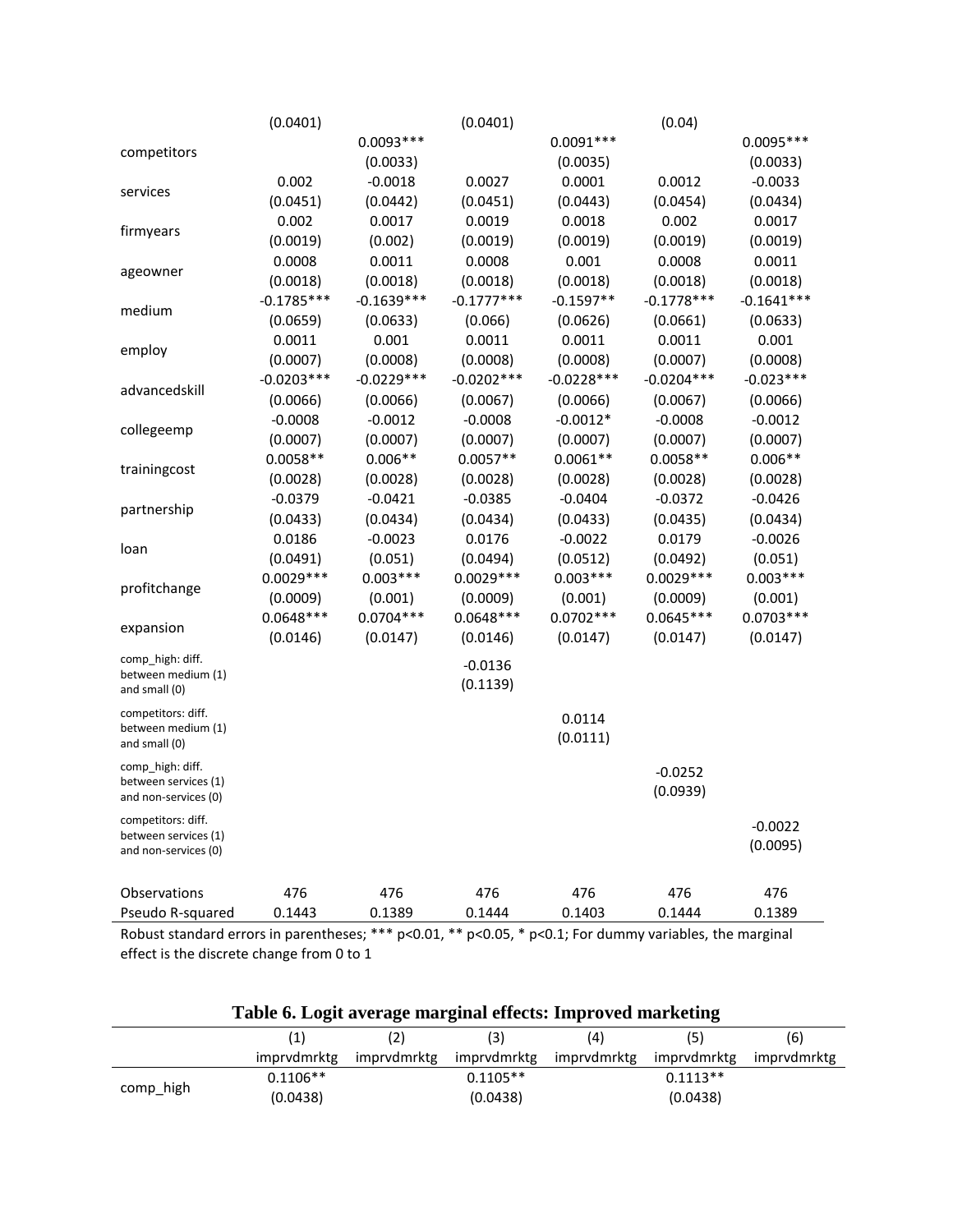| | | | | | | |
|---|---|---|---|---|---|---|
| | (0.0401) | | (0.0401) | | (0.04) | |
| competitors | | 0.0093*** | | 0.0091*** | | 0.0095*** |
| | | (0.0033) | | (0.0035) | | (0.0033) |
| services | 0.002 | -0.0018 | 0.0027 | 0.0001 | 0.0012 | -0.0033 |
| | (0.0451) | (0.0442) | (0.0451) | (0.0443) | (0.0454) | (0.0434) |
| firmyears | 0.002 | 0.0017 | 0.0019 | 0.0018 | 0.002 | 0.0017 |
| | (0.0019) | (0.002) | (0.0019) | (0.0019) | (0.0019) | (0.0019) |
| ageowner | 0.0008 | 0.0011 | 0.0008 | 0.001 | 0.0008 | 0.0011 |
| | (0.0018) | (0.0018) | (0.0018) | (0.0018) | (0.0018) | (0.0018) |
| medium | -0.1785*** | -0.1639*** | -0.1777*** | -0.1597** | -0.1778*** | -0.1641*** |
| | (0.0659) | (0.0633) | (0.066) | (0.0626) | (0.0661) | (0.0633) |
| employ | 0.0011 | 0.001 | 0.0011 | 0.0011 | 0.0011 | 0.001 |
| | (0.0007) | (0.0008) | (0.0008) | (0.0008) | (0.0007) | (0.0008) |
| advancedskill | -0.0203*** | -0.0229*** | -0.0202*** | -0.0228*** | -0.0204*** | -0.023*** |
| | (0.0066) | (0.0066) | (0.0067) | (0.0066) | (0.0067) | (0.0066) |
| collegeemp | -0.0008 | -0.0012 | -0.0008 | -0.0012* | -0.0008 | -0.0012 |
| | (0.0007) | (0.0007) | (0.0007) | (0.0007) | (0.0007) | (0.0007) |
| trainingcost | 0.0058** | 0.006** | 0.0057** | 0.0061** | 0.0058** | 0.006** |
| | (0.0028) | (0.0028) | (0.0028) | (0.0028) | (0.0028) | (0.0028) |
| partnership | -0.0379 | -0.0421 | -0.0385 | -0.0404 | -0.0372 | -0.0426 |
| | (0.0433) | (0.0434) | (0.0434) | (0.0433) | (0.0435) | (0.0434) |
| loan | 0.0186 | -0.0023 | 0.0176 | -0.0022 | 0.0179 | -0.0026 |
| | (0.0491) | (0.051) | (0.0494) | (0.0512) | (0.0492) | (0.051) |
| profitchange | 0.0029*** | 0.003*** | 0.0029*** | 0.003*** | 0.0029*** | 0.003*** |
| | (0.0009) | (0.001) | (0.0009) | (0.001) | (0.0009) | (0.001) |
| expansion | 0.0648*** | 0.0704*** | 0.0648*** | 0.0702*** | 0.0645*** | 0.0703*** |
| | (0.0146) | (0.0147) | (0.0146) | (0.0147) | (0.0147) | (0.0147) |
| comp_high: diff. between medium (1) and small (0) | | | -0.0136 | | | |
| | | | (0.1139) | | | |
| competitors: diff. between medium (1) and small (0) | | | | 0.0114 | | |
| | | | | (0.0111) | | |
| comp_high: diff. between services (1) and non-services (0) | | | | | -0.0252 | |
| | | | | | (0.0939) | |
| competitors: diff. between services (1) and non-services (0) | | | | | | -0.0022 |
| | | | | | | (0.0095) |
| Observations | 476 | 476 | 476 | 476 | 476 | 476 |
| Pseudo R-squared | 0.1443 | 0.1389 | 0.1444 | 0.1403 | 0.1444 | 0.1389 |

Robust standard errors in parentheses; *** p<0.01, ** p<0.05, * p<0.1; For dummy variables, the marginal effect is the discrete change from 0 to 1

**Table 6. Logit average marginal effects: Improved marketing**

| | (1) | (2) | (3) | (4) | (5) | (6) |
|---|---|---|---|---|---|---|
| | imprvdmrktg | imprvdmrktg | imprvdmrktg | imprvdmrktg | imprvdmrktg | imprvdmrktg |
| comp_high | 0.1106** | | 0.1105** | | 0.1113** | |
| | (0.0438) | | (0.0438) | | (0.0438) | |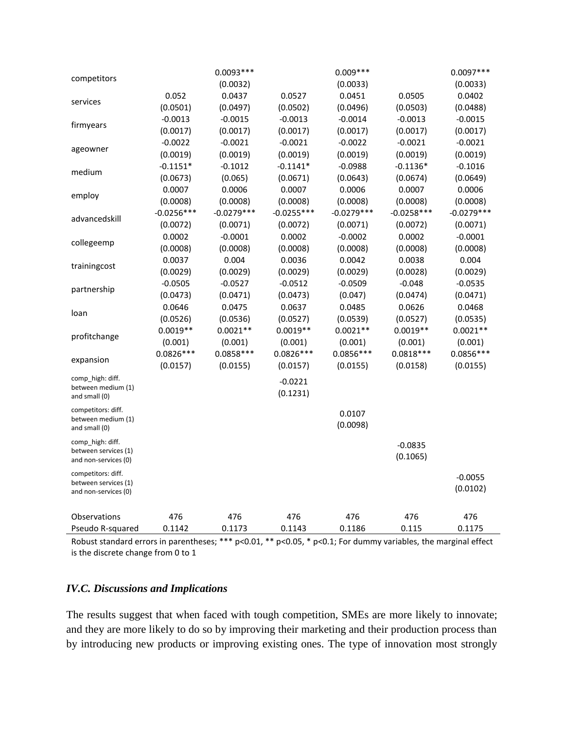| | (1) | (2) | (3) | (4) | (5) | (6) |
|---|---|---|---|---|---|---|
| competitors | | 0.0093*** | | 0.009*** | | 0.0097*** |
| | | (0.0032) | | (0.0033) | | (0.0033) |
| services | 0.052 | 0.0437 | 0.0527 | 0.0451 | 0.0505 | 0.0402 |
| | (0.0501) | (0.0497) | (0.0502) | (0.0496) | (0.0503) | (0.0488) |
| firmyears | -0.0013 | -0.0015 | -0.0013 | -0.0014 | -0.0013 | -0.0015 |
| | (0.0017) | (0.0017) | (0.0017) | (0.0017) | (0.0017) | (0.0017) |
| ageowner | -0.0022 | -0.0021 | -0.0021 | -0.0022 | -0.0021 | -0.0021 |
| | (0.0019) | (0.0019) | (0.0019) | (0.0019) | (0.0019) | (0.0019) |
| medium | -0.1151* | -0.1012 | -0.1141* | -0.0988 | -0.1136* | -0.1016 |
| | (0.0673) | (0.065) | (0.0671) | (0.0643) | (0.0674) | (0.0649) |
| employ | 0.0007 | 0.0006 | 0.0007 | 0.0006 | 0.0007 | 0.0006 |
| | (0.0008) | (0.0008) | (0.0008) | (0.0008) | (0.0008) | (0.0008) |
| advancedskill | -0.0256*** | -0.0279*** | -0.0255*** | -0.0279*** | -0.0258*** | -0.0279*** |
| | (0.0072) | (0.0071) | (0.0072) | (0.0071) | (0.0072) | (0.0071) |
| collegeemp | 0.0002 | -0.0001 | 0.0002 | -0.0002 | 0.0002 | -0.0001 |
| | (0.0008) | (0.0008) | (0.0008) | (0.0008) | (0.0008) | (0.0008) |
| trainingcost | 0.0037 | 0.004 | 0.0036 | 0.0042 | 0.0038 | 0.004 |
| | (0.0029) | (0.0029) | (0.0029) | (0.0029) | (0.0028) | (0.0029) |
| partnership | -0.0505 | -0.0527 | -0.0512 | -0.0509 | -0.048 | -0.0535 |
| | (0.0473) | (0.0471) | (0.0473) | (0.047) | (0.0474) | (0.0471) |
| loan | 0.0646 | 0.0475 | 0.0637 | 0.0485 | 0.0626 | 0.0468 |
| | (0.0526) | (0.0536) | (0.0527) | (0.0539) | (0.0527) | (0.0535) |
| profitchange | 0.0019** | 0.0021** | 0.0019** | 0.0021** | 0.0019** | 0.0021** |
| | (0.001) | (0.001) | (0.001) | (0.001) | (0.001) | (0.001) |
| expansion | 0.0826*** | 0.0858*** | 0.0826*** | 0.0856*** | 0.0818*** | 0.0856*** |
| | (0.0157) | (0.0155) | (0.0157) | (0.0155) | (0.0158) | (0.0155) |
| comp_high: diff. between medium (1) and small (0) | | | -0.0221 | | | |
| | | | (0.1231) | | | |
| competitors: diff. between medium (1) and small (0) | | | | 0.0107 | | |
| | | | | (0.0098) | | |
| comp_high: diff. between services (1) and non-services (0) | | | | | -0.0835 | |
| | | | | | (0.1065) | |
| competitors: diff. between services (1) and non-services (0) | | | | | | -0.0055 |
| | | | | | | (0.0102) |
| Observations | 476 | 476 | 476 | 476 | 476 | 476 |
| Pseudo R-squared | 0.1142 | 0.1173 | 0.1143 | 0.1186 | 0.115 | 0.1175 |

Robust standard errors in parentheses; *** p<0.01, ** p<0.05, * p<0.1; For dummy variables, the marginal effect is the discrete change from 0 to 1

### *IV.C. Discussions and Implications*

The results suggest that when faced with tough competition, SMEs are more likely to innovate; and they are more likely to do so by improving their marketing and their production process than by introducing new products or improving existing ones. The type of innovation most strongly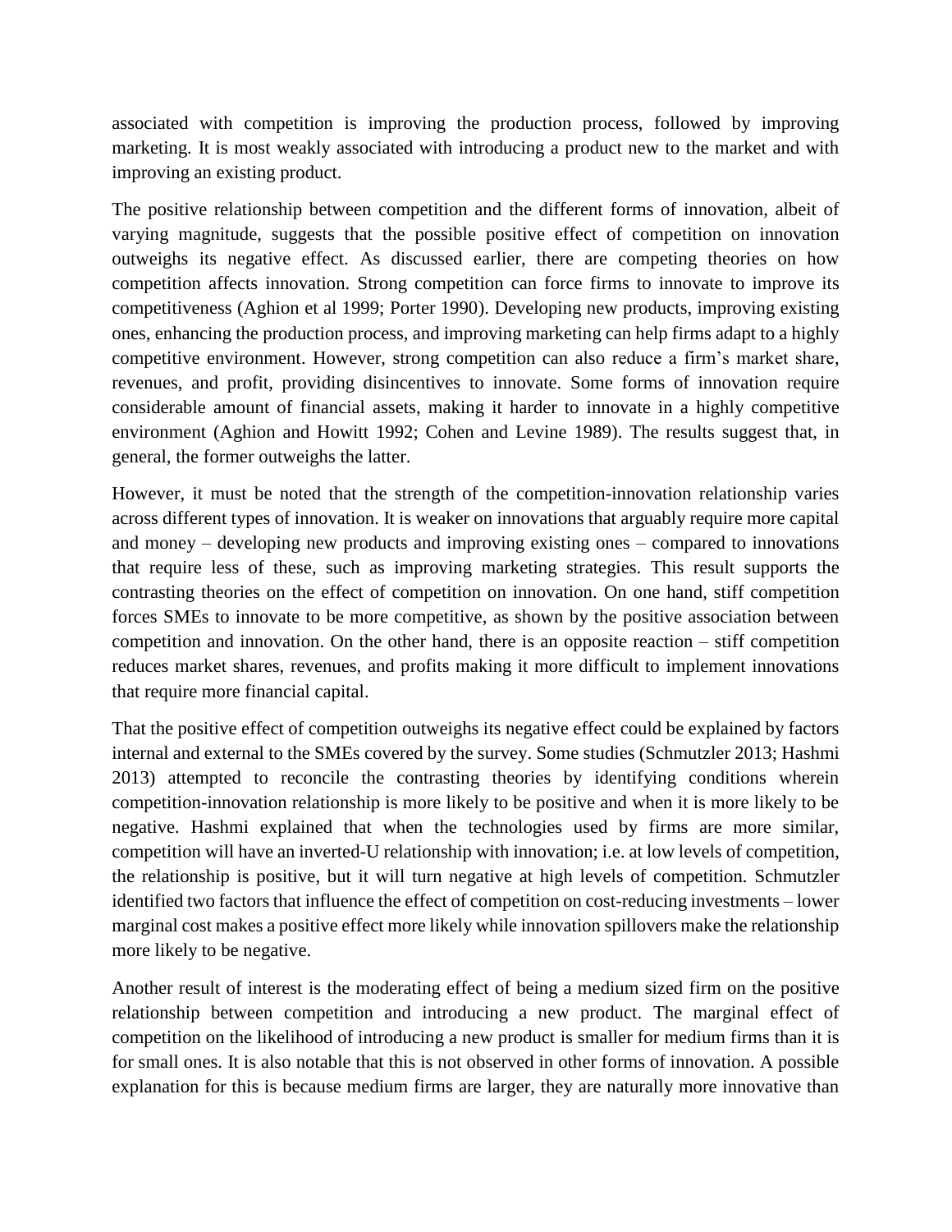associated with competition is improving the production process, followed by improving marketing. It is most weakly associated with introducing a product new to the market and with improving an existing product.

The positive relationship between competition and the different forms of innovation, albeit of varying magnitude, suggests that the possible positive effect of competition on innovation outweighs its negative effect. As discussed earlier, there are competing theories on how competition affects innovation. Strong competition can force firms to innovate to improve its competitiveness (Aghion et al 1999; Porter 1990). Developing new products, improving existing ones, enhancing the production process, and improving marketing can help firms adapt to a highly competitive environment. However, strong competition can also reduce a firm's market share, revenues, and profit, providing disincentives to innovate. Some forms of innovation require considerable amount of financial assets, making it harder to innovate in a highly competitive environment (Aghion and Howitt 1992; Cohen and Levine 1989). The results suggest that, in general, the former outweighs the latter.

However, it must be noted that the strength of the competition-innovation relationship varies across different types of innovation. It is weaker on innovations that arguably require more capital and money – developing new products and improving existing ones – compared to innovations that require less of these, such as improving marketing strategies. This result supports the contrasting theories on the effect of competition on innovation. On one hand, stiff competition forces SMEs to innovate to be more competitive, as shown by the positive association between competition and innovation. On the other hand, there is an opposite reaction – stiff competition reduces market shares, revenues, and profits making it more difficult to implement innovations that require more financial capital.

That the positive effect of competition outweighs its negative effect could be explained by factors internal and external to the SMEs covered by the survey. Some studies (Schmutzler 2013; Hashmi 2013) attempted to reconcile the contrasting theories by identifying conditions wherein competition-innovation relationship is more likely to be positive and when it is more likely to be negative. Hashmi explained that when the technologies used by firms are more similar, competition will have an inverted-U relationship with innovation; i.e. at low levels of competition, the relationship is positive, but it will turn negative at high levels of competition. Schmutzler identified two factors that influence the effect of competition on cost-reducing investments – lower marginal cost makes a positive effect more likely while innovation spillovers make the relationship more likely to be negative.

Another result of interest is the moderating effect of being a medium sized firm on the positive relationship between competition and introducing a new product. The marginal effect of competition on the likelihood of introducing a new product is smaller for medium firms than it is for small ones. It is also notable that this is not observed in other forms of innovation. A possible explanation for this is because medium firms are larger, they are naturally more innovative than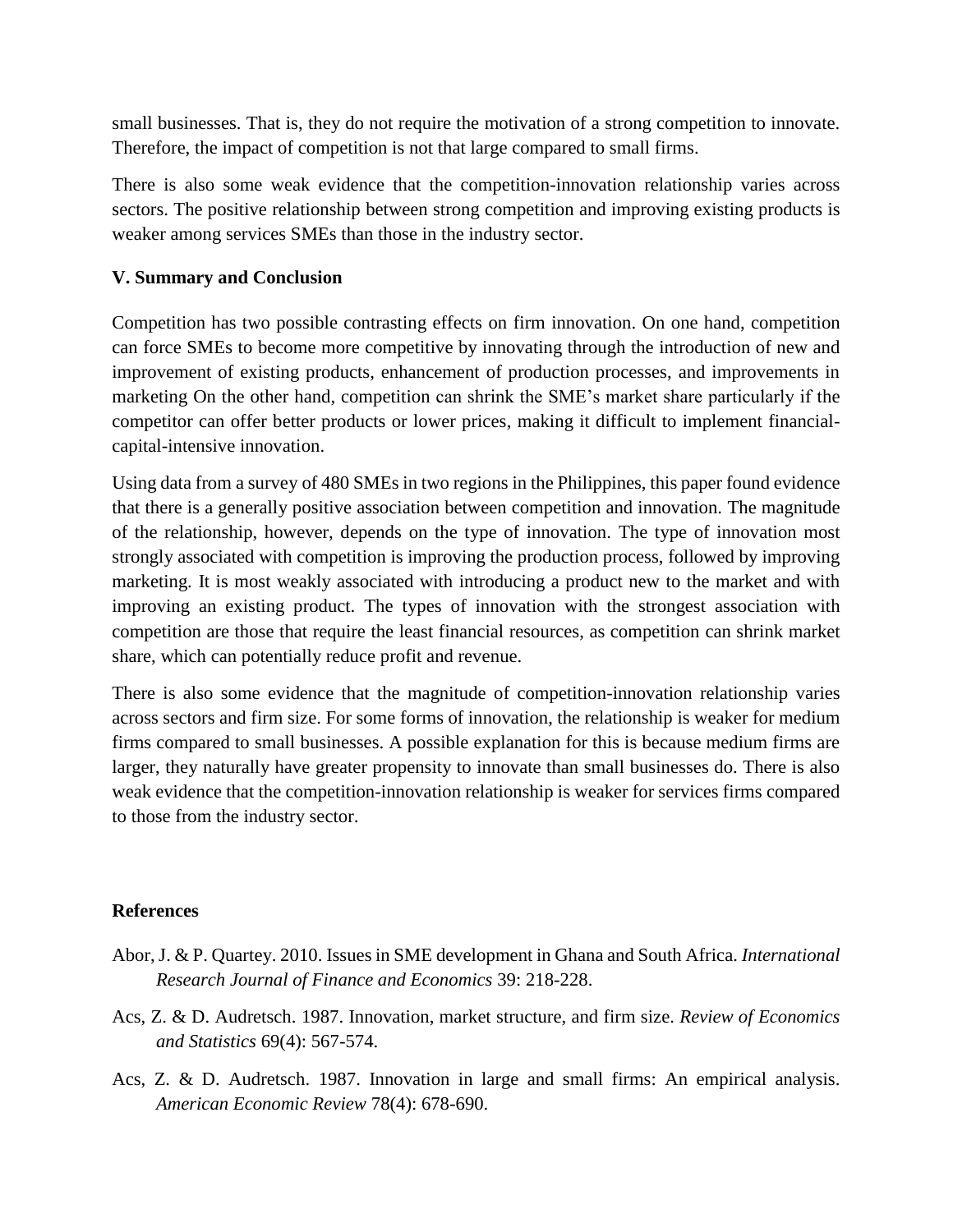small businesses. That is, they do not require the motivation of a strong competition to innovate. Therefore, the impact of competition is not that large compared to small firms.

There is also some weak evidence that the competition-innovation relationship varies across sectors. The positive relationship between strong competition and improving existing products is weaker among services SMEs than those in the industry sector.

## V. Summary and Conclusion

Competition has two possible contrasting effects on firm innovation. On one hand, competition can force SMEs to become more competitive by innovating through the introduction of new and improvement of existing products, enhancement of production processes, and improvements in marketing On the other hand, competition can shrink the SME's market share particularly if the competitor can offer better products or lower prices, making it difficult to implement financial-capital-intensive innovation.

Using data from a survey of 480 SMEs in two regions in the Philippines, this paper found evidence that there is a generally positive association between competition and innovation. The magnitude of the relationship, however, depends on the type of innovation. The type of innovation most strongly associated with competition is improving the production process, followed by improving marketing. It is most weakly associated with introducing a product new to the market and with improving an existing product. The types of innovation with the strongest association with competition are those that require the least financial resources, as competition can shrink market share, which can potentially reduce profit and revenue.

There is also some evidence that the magnitude of competition-innovation relationship varies across sectors and firm size. For some forms of innovation, the relationship is weaker for medium firms compared to small businesses. A possible explanation for this is because medium firms are larger, they naturally have greater propensity to innovate than small businesses do. There is also weak evidence that the competition-innovation relationship is weaker for services firms compared to those from the industry sector.

## References

Abor, J. & P. Quartey. 2010. Issues in SME development in Ghana and South Africa. *International Research Journal of Finance and Economics* 39: 218-228.

Acs, Z. & D. Audretsch. 1987. Innovation, market structure, and firm size. *Review of Economics and Statistics* 69(4): 567-574.

Acs, Z. & D. Audretsch. 1987. Innovation in large and small firms: An empirical analysis. *American Economic Review* 78(4): 678-690.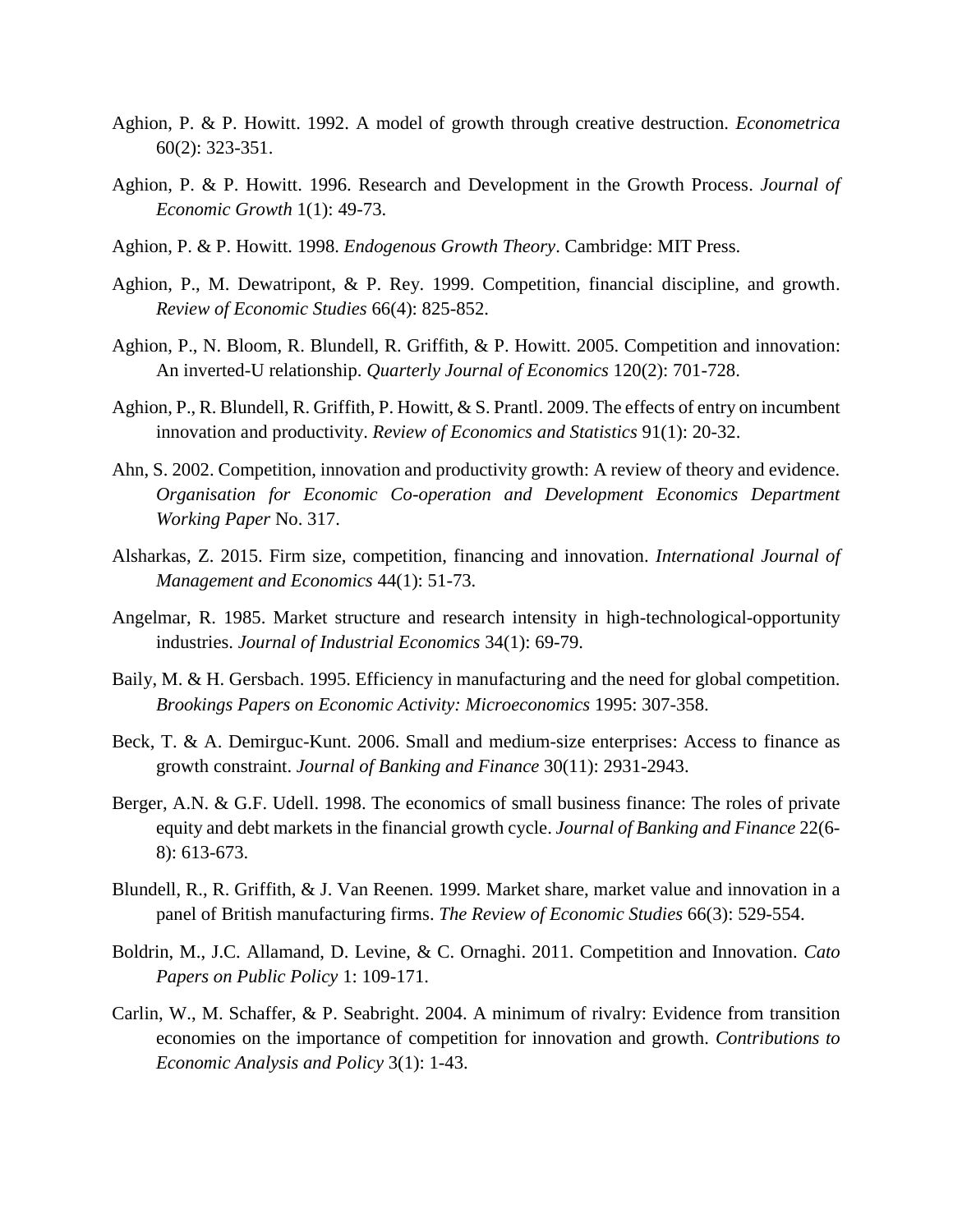Aghion, P. & P. Howitt. 1992. A model of growth through creative destruction. *Econometrica* 60(2): 323-351.

Aghion, P. & P. Howitt. 1996. Research and Development in the Growth Process. *Journal of Economic Growth* 1(1): 49-73.

Aghion, P. & P. Howitt. 1998. *Endogenous Growth Theory*. Cambridge: MIT Press.

Aghion, P., M. Dewatripont, & P. Rey. 1999. Competition, financial discipline, and growth. *Review of Economic Studies* 66(4): 825-852.

Aghion, P., N. Bloom, R. Blundell, R. Griffith, & P. Howitt. 2005. Competition and innovation: An inverted-U relationship. *Quarterly Journal of Economics* 120(2): 701-728.

Aghion, P., R. Blundell, R. Griffith, P. Howitt, & S. Prantl. 2009. The effects of entry on incumbent innovation and productivity. *Review of Economics and Statistics* 91(1): 20-32.

Ahn, S. 2002. Competition, innovation and productivity growth: A review of theory and evidence. *Organisation for Economic Co-operation and Development Economics Department Working Paper* No. 317.

Alsharkas, Z. 2015. Firm size, competition, financing and innovation. *International Journal of Management and Economics* 44(1): 51-73.

Angelmar, R. 1985. Market structure and research intensity in high-technological-opportunity industries. *Journal of Industrial Economics* 34(1): 69-79.

Baily, M. & H. Gersbach. 1995. Efficiency in manufacturing and the need for global competition. *Brookings Papers on Economic Activity: Microeconomics* 1995: 307-358.

Beck, T. & A. Demirguc-Kunt. 2006. Small and medium-size enterprises: Access to finance as growth constraint. *Journal of Banking and Finance* 30(11): 2931-2943.

Berger, A.N. & G.F. Udell. 1998. The economics of small business finance: The roles of private equity and debt markets in the financial growth cycle. *Journal of Banking and Finance* 22(6-8): 613-673.

Blundell, R., R. Griffith, & J. Van Reenen. 1999. Market share, market value and innovation in a panel of British manufacturing firms. *The Review of Economic Studies* 66(3): 529-554.

Boldrin, M., J.C. Allamand, D. Levine, & C. Ornaghi. 2011. Competition and Innovation. *Cato Papers on Public Policy* 1: 109-171.

Carlin, W., M. Schaffer, & P. Seabright. 2004. A minimum of rivalry: Evidence from transition economies on the importance of competition for innovation and growth. *Contributions to Economic Analysis and Policy* 3(1): 1-43.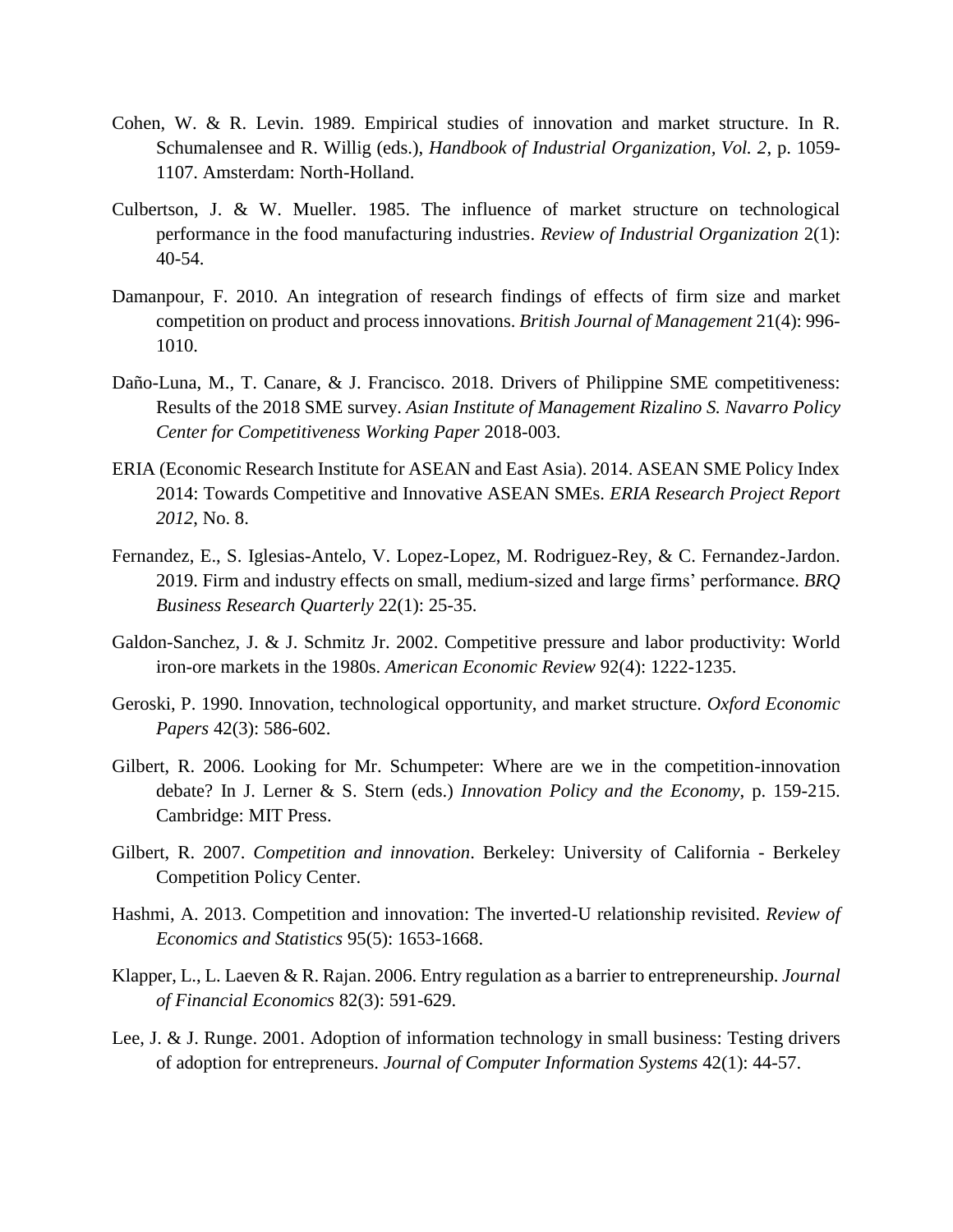Cohen, W. & R. Levin. 1989. Empirical studies of innovation and market structure. In R. Schumalensee and R. Willig (eds.), *Handbook of Industrial Organization, Vol. 2*, p. 1059-1107. Amsterdam: North-Holland.

Culbertson, J. & W. Mueller. 1985. The influence of market structure on technological performance in the food manufacturing industries. *Review of Industrial Organization* 2(1): 40-54.

Damanpour, F. 2010. An integration of research findings of effects of firm size and market competition on product and process innovations. *British Journal of Management* 21(4): 996-1010.

Daño-Luna, M., T. Canare, & J. Francisco. 2018. Drivers of Philippine SME competitiveness: Results of the 2018 SME survey. *Asian Institute of Management Rizalino S. Navarro Policy Center for Competitiveness Working Paper* 2018-003.

ERIA (Economic Research Institute for ASEAN and East Asia). 2014. ASEAN SME Policy Index 2014: Towards Competitive and Innovative ASEAN SMEs. *ERIA Research Project Report 2012*, No. 8.

Fernandez, E., S. Iglesias-Antelo, V. Lopez-Lopez, M. Rodriguez-Rey, & C. Fernandez-Jardon. 2019. Firm and industry effects on small, medium-sized and large firms' performance. *BRQ Business Research Quarterly* 22(1): 25-35.

Galdon-Sanchez, J. & J. Schmitz Jr. 2002. Competitive pressure and labor productivity: World iron-ore markets in the 1980s. *American Economic Review* 92(4): 1222-1235.

Geroski, P. 1990. Innovation, technological opportunity, and market structure. *Oxford Economic Papers* 42(3): 586-602.

Gilbert, R. 2006. Looking for Mr. Schumpeter: Where are we in the competition-innovation debate? In J. Lerner & S. Stern (eds.) *Innovation Policy and the Economy*, p. 159-215. Cambridge: MIT Press.

Gilbert, R. 2007. *Competition and innovation*. Berkeley: University of California - Berkeley Competition Policy Center.

Hashmi, A. 2013. Competition and innovation: The inverted-U relationship revisited. *Review of Economics and Statistics* 95(5): 1653-1668.

Klapper, L., L. Laeven & R. Rajan. 2006. Entry regulation as a barrier to entrepreneurship. *Journal of Financial Economics* 82(3): 591-629.

Lee, J. & J. Runge. 2001. Adoption of information technology in small business: Testing drivers of adoption for entrepreneurs. *Journal of Computer Information Systems* 42(1): 44-57.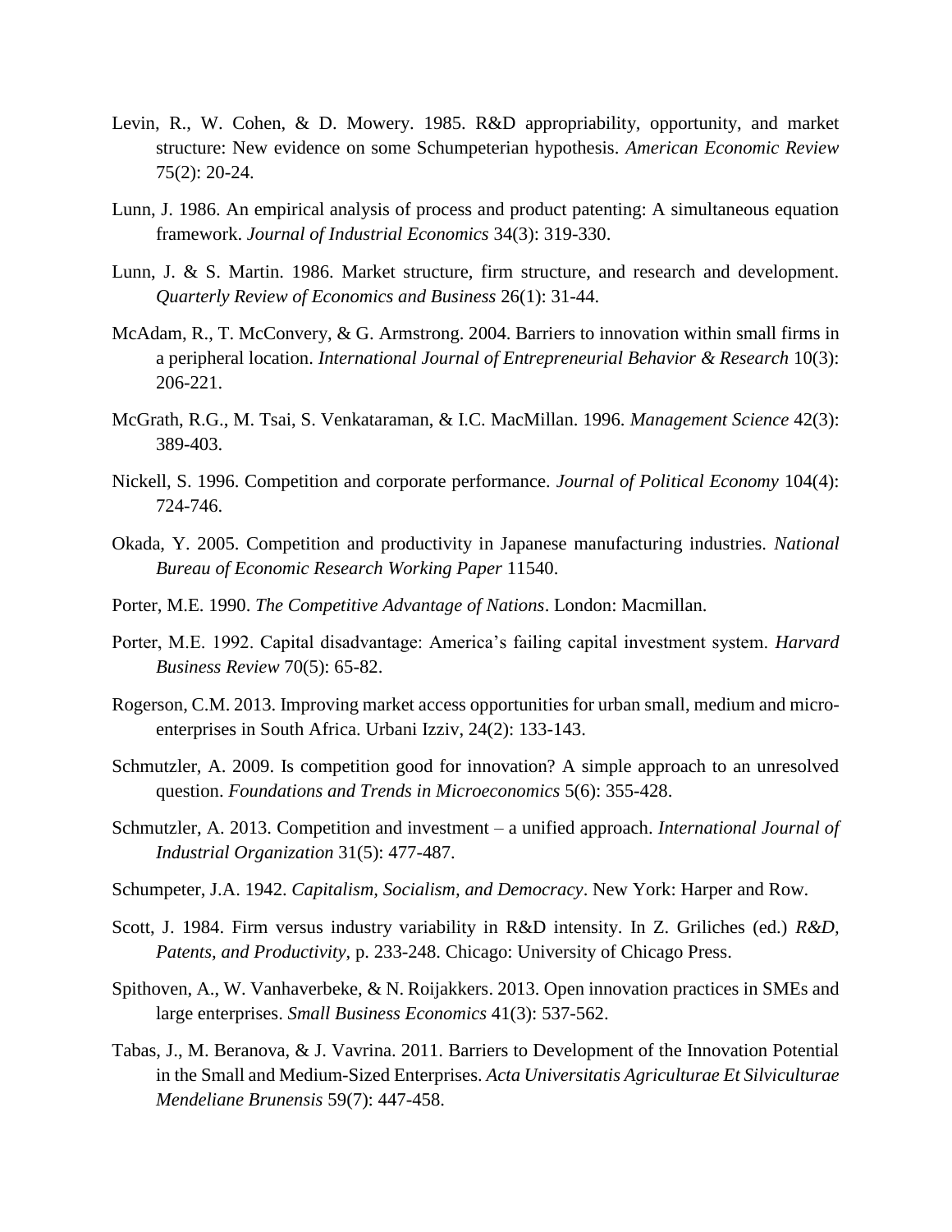Levin, R., W. Cohen, & D. Mowery. 1985. R&D appropriability, opportunity, and market structure: New evidence on some Schumpeterian hypothesis. *American Economic Review* 75(2): 20-24.

Lunn, J. 1986. An empirical analysis of process and product patenting: A simultaneous equation framework. *Journal of Industrial Economics* 34(3): 319-330.

Lunn, J. & S. Martin. 1986. Market structure, firm structure, and research and development. *Quarterly Review of Economics and Business* 26(1): 31-44.

McAdam, R., T. McConvery, & G. Armstrong. 2004. Barriers to innovation within small firms in a peripheral location. *International Journal of Entrepreneurial Behavior & Research* 10(3): 206-221.

McGrath, R.G., M. Tsai, S. Venkataraman, & I.C. MacMillan. 1996. *Management Science* 42(3): 389-403.

Nickell, S. 1996. Competition and corporate performance. *Journal of Political Economy* 104(4): 724-746.

Okada, Y. 2005. Competition and productivity in Japanese manufacturing industries. *National Bureau of Economic Research Working Paper* 11540.

Porter, M.E. 1990. *The Competitive Advantage of Nations*. London: Macmillan.

Porter, M.E. 1992. Capital disadvantage: America's failing capital investment system. *Harvard Business Review* 70(5): 65-82.

Rogerson, C.M. 2013. Improving market access opportunities for urban small, medium and micro-enterprises in South Africa. Urbani Izziv, 24(2): 133-143.

Schmutzler, A. 2009. Is competition good for innovation? A simple approach to an unresolved question. *Foundations and Trends in Microeconomics* 5(6): 355-428.

Schmutzler, A. 2013. Competition and investment – a unified approach. *International Journal of Industrial Organization* 31(5): 477-487.

Schumpeter, J.A. 1942. *Capitalism, Socialism, and Democracy*. New York: Harper and Row.

Scott, J. 1984. Firm versus industry variability in R&D intensity. In Z. Griliches (ed.) *R&D, Patents, and Productivity*, p. 233-248. Chicago: University of Chicago Press.

Spithoven, A., W. Vanhaverbeke, & N. Roijakkers. 2013. Open innovation practices in SMEs and large enterprises. *Small Business Economics* 41(3): 537-562.

Tabas, J., M. Beranova, & J. Vavrina. 2011. Barriers to Development of the Innovation Potential in the Small and Medium-Sized Enterprises. *Acta Universitatis Agriculturae Et Silviculturae Mendeliane Brunensis* 59(7): 447-458.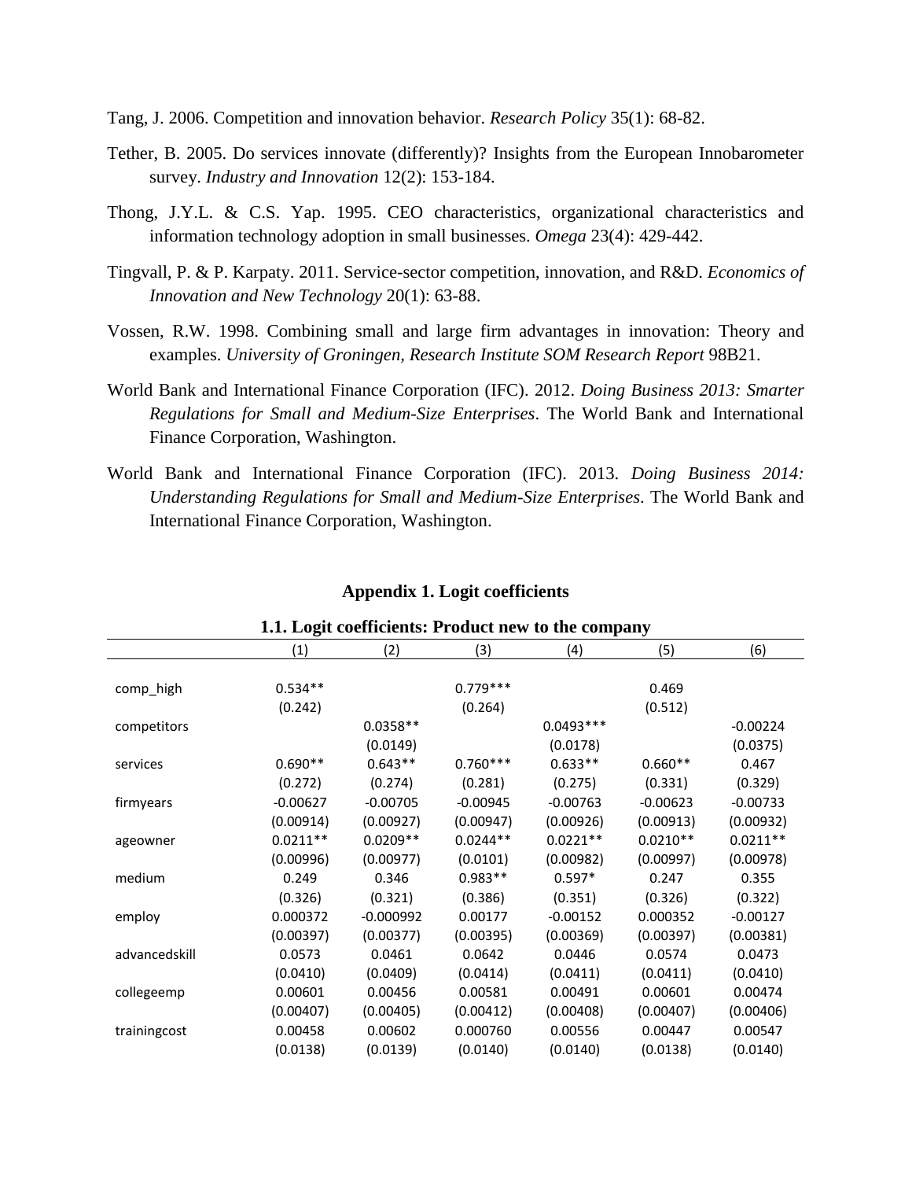Tang, J. 2006. Competition and innovation behavior. *Research Policy* 35(1): 68-82.

Tether, B. 2005. Do services innovate (differently)? Insights from the European Innobarometer survey. *Industry and Innovation* 12(2): 153-184.

Thong, J.Y.L. & C.S. Yap. 1995. CEO characteristics, organizational characteristics and information technology adoption in small businesses. *Omega* 23(4): 429-442.

Tingvall, P. & P. Karpaty. 2011. Service-sector competition, innovation, and R&D. *Economics of Innovation and New Technology* 20(1): 63-88.

Vossen, R.W. 1998. Combining small and large firm advantages in innovation: Theory and examples. *University of Groningen, Research Institute SOM Research Report* 98B21.

World Bank and International Finance Corporation (IFC). 2012. *Doing Business 2013: Smarter Regulations for Small and Medium-Size Enterprises*. The World Bank and International Finance Corporation, Washington.

World Bank and International Finance Corporation (IFC). 2013. *Doing Business 2014: Understanding Regulations for Small and Medium-Size Enterprises*. The World Bank and International Finance Corporation, Washington.

## Appendix 1. Logit coefficients

### 1.1. Logit coefficients: Product new to the company

| | (1) | (2) | (3) | (4) | (5) | (6) |
|---|---|---|---|---|---|---|
| comp_high | 0.534** | | 0.779*** | | 0.469 | |
| | (0.242) | | (0.264) | | (0.512) | |
| competitors | | 0.0358** | | 0.0493*** | | -0.00224 |
| | | (0.0149) | | (0.0178) | | (0.0375) |
| services | 0.690** | 0.643** | 0.760*** | 0.633** | 0.660** | 0.467 |
| | (0.272) | (0.274) | (0.281) | (0.275) | (0.331) | (0.329) |
| firmyears | -0.00627 | -0.00705 | -0.00945 | -0.00763 | -0.00623 | -0.00733 |
| | (0.00914) | (0.00927) | (0.00947) | (0.00926) | (0.00913) | (0.00932) |
| ageowner | 0.0211** | 0.0209** | 0.0244** | 0.0221** | 0.0210** | 0.0211** |
| | (0.00996) | (0.00977) | (0.0101) | (0.00982) | (0.00997) | (0.00978) |
| medium | 0.249 | 0.346 | 0.983** | 0.597* | 0.247 | 0.355 |
| | (0.326) | (0.321) | (0.386) | (0.351) | (0.326) | (0.322) |
| employ | 0.000372 | -0.000992 | 0.00177 | -0.00152 | 0.000352 | -0.00127 |
| | (0.00397) | (0.00377) | (0.00395) | (0.00369) | (0.00397) | (0.00381) |
| advancedskill | 0.0573 | 0.0461 | 0.0642 | 0.0446 | 0.0574 | 0.0473 |
| | (0.0410) | (0.0409) | (0.0414) | (0.0411) | (0.0411) | (0.0410) |
| collegeemp | 0.00601 | 0.00456 | 0.00581 | 0.00491 | 0.00601 | 0.00474 |
| | (0.00407) | (0.00405) | (0.00412) | (0.00408) | (0.00407) | (0.00406) |
| trainingcost | 0.00458 | 0.00602 | 0.000760 | 0.00556 | 0.00447 | 0.00547 |
| | (0.0138) | (0.0139) | (0.0140) | (0.0140) | (0.0138) | (0.0140) |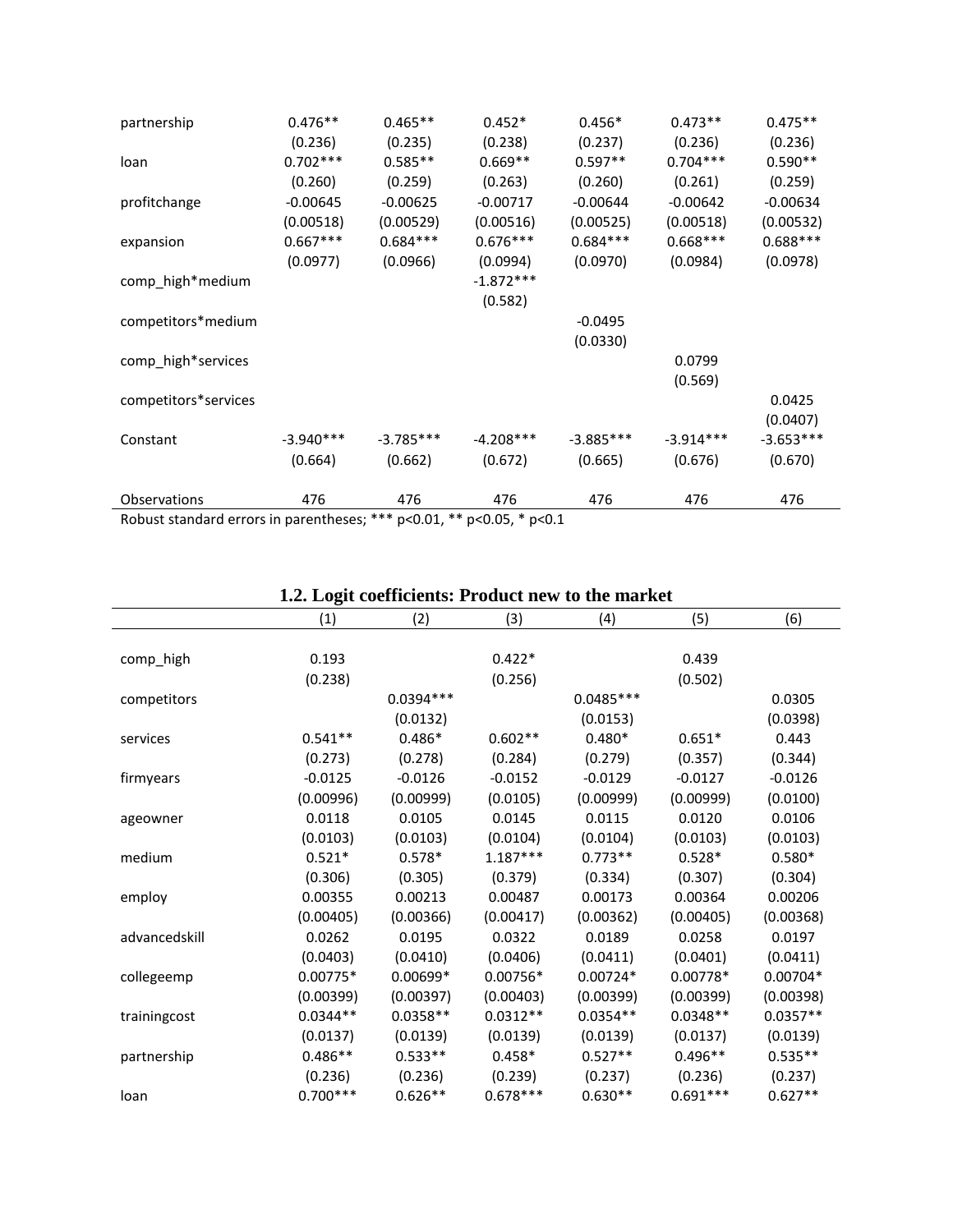|  | (1) | (2) | (3) | (4) | (5) | (6) |
|---|---|---|---|---|---|---|
| partnership | 0.476** | 0.465** | 0.452* | 0.456* | 0.473** | 0.475** |
|  | (0.236) | (0.235) | (0.238) | (0.237) | (0.236) | (0.236) |
| loan | 0.702*** | 0.585** | 0.669** | 0.597** | 0.704*** | 0.590** |
|  | (0.260) | (0.259) | (0.263) | (0.260) | (0.261) | (0.259) |
| profitchange | -0.00645 | -0.00625 | -0.00717 | -0.00644 | -0.00642 | -0.00634 |
|  | (0.00518) | (0.00529) | (0.00516) | (0.00525) | (0.00518) | (0.00532) |
| expansion | 0.667*** | 0.684*** | 0.676*** | 0.684*** | 0.668*** | 0.688*** |
|  | (0.0977) | (0.0966) | (0.0994) | (0.0970) | (0.0984) | (0.0978) |
| comp_high*medium |  |  | -1.872*** |  |  |  |
|  |  |  | (0.582) |  |  |  |
| competitors*medium |  |  |  | -0.0495 |  |  |
|  |  |  |  | (0.0330) |  |  |
| comp_high*services |  |  |  |  | 0.0799 |  |
|  |  |  |  |  | (0.569) |  |
| competitors*services |  |  |  |  |  | 0.0425 |
|  |  |  |  |  |  | (0.0407) |
| Constant | -3.940*** | -3.785*** | -4.208*** | -3.885*** | -3.914*** | -3.653*** |
|  | (0.664) | (0.662) | (0.672) | (0.665) | (0.676) | (0.670) |
| Observations | 476 | 476 | 476 | 476 | 476 | 476 |

Robust standard errors in parentheses; *** p<0.01, ** p<0.05, * p<0.1

**1.2. Logit coefficients: Product new to the market**

|  | (1) | (2) | (3) | (4) | (5) | (6) |
|---|---|---|---|---|---|---|
| comp_high | 0.193 |  | 0.422* |  | 0.439 |  |
|  | (0.238) |  | (0.256) |  | (0.502) |  |
| competitors |  | 0.0394*** |  | 0.0485*** |  | 0.0305 |
|  |  | (0.0132) |  | (0.0153) |  | (0.0398) |
| services | 0.541** | 0.486* | 0.602** | 0.480* | 0.651* | 0.443 |
|  | (0.273) | (0.278) | (0.284) | (0.279) | (0.357) | (0.344) |
| firmyears | -0.0125 | -0.0126 | -0.0152 | -0.0129 | -0.0127 | -0.0126 |
|  | (0.00996) | (0.00999) | (0.0105) | (0.00999) | (0.00999) | (0.0100) |
| ageowner | 0.0118 | 0.0105 | 0.0145 | 0.0115 | 0.0120 | 0.0106 |
|  | (0.0103) | (0.0103) | (0.0104) | (0.0104) | (0.0103) | (0.0103) |
| medium | 0.521* | 0.578* | 1.187*** | 0.773** | 0.528* | 0.580* |
|  | (0.306) | (0.305) | (0.379) | (0.334) | (0.307) | (0.304) |
| employ | 0.00355 | 0.00213 | 0.00487 | 0.00173 | 0.00364 | 0.00206 |
|  | (0.00405) | (0.00366) | (0.00417) | (0.00362) | (0.00405) | (0.00368) |
| advancedskill | 0.0262 | 0.0195 | 0.0322 | 0.0189 | 0.0258 | 0.0197 |
|  | (0.0403) | (0.0410) | (0.0406) | (0.0411) | (0.0401) | (0.0411) |
| collegeemp | 0.00775* | 0.00699* | 0.00756* | 0.00724* | 0.00778* | 0.00704* |
|  | (0.00399) | (0.00397) | (0.00403) | (0.00399) | (0.00399) | (0.00398) |
| trainingcost | 0.0344** | 0.0358** | 0.0312** | 0.0354** | 0.0348** | 0.0357** |
|  | (0.0137) | (0.0139) | (0.0139) | (0.0139) | (0.0137) | (0.0139) |
| partnership | 0.486** | 0.533** | 0.458* | 0.527** | 0.496** | 0.535** |
|  | (0.236) | (0.236) | (0.239) | (0.237) | (0.236) | (0.237) |
| loan | 0.700*** | 0.626** | 0.678*** | 0.630** | 0.691*** | 0.627** |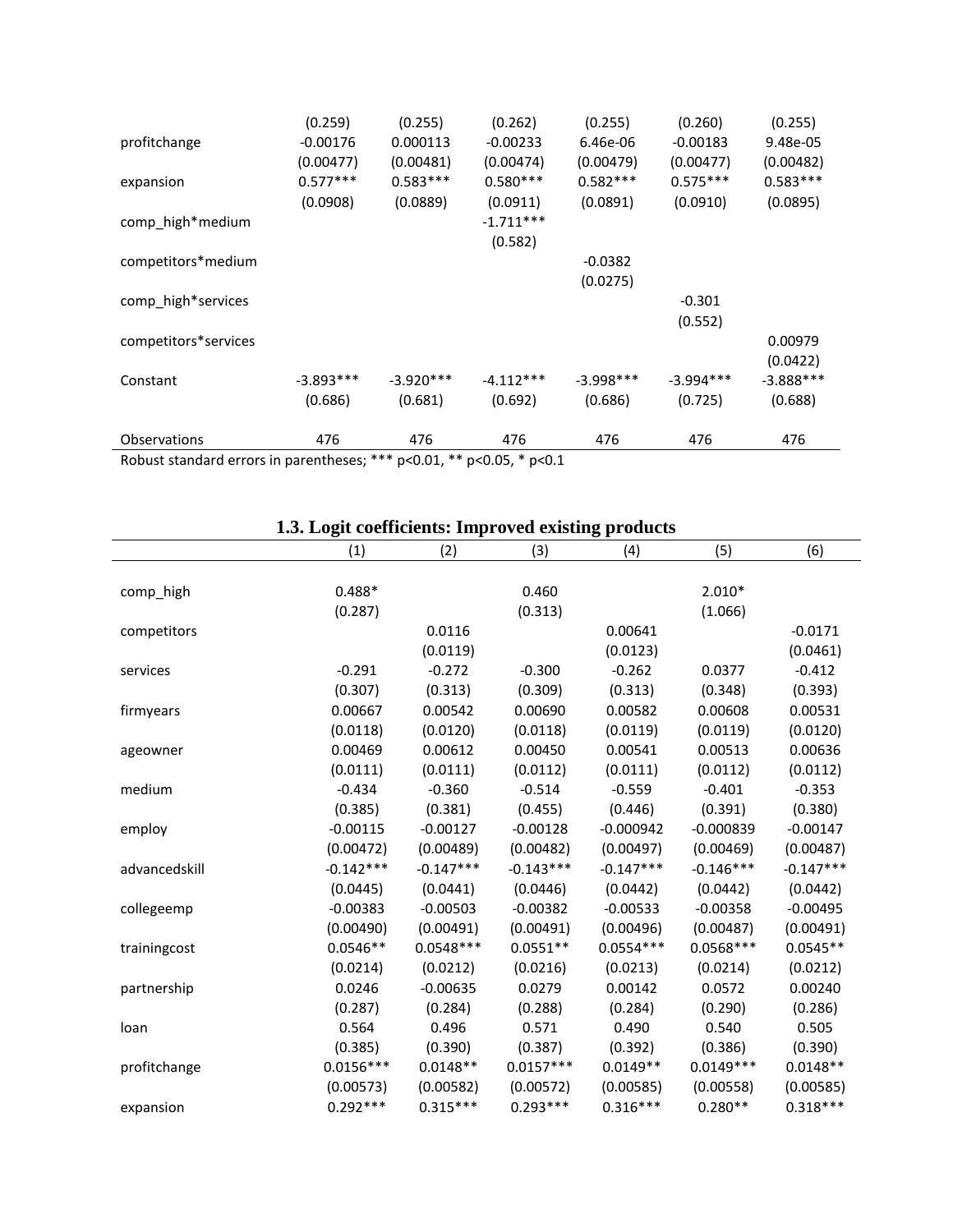|  | (1) | (2) | (3) | (4) | (5) | (6) |
|---|---|---|---|---|---|---|
|  | (0.259) | (0.255) | (0.262) | (0.255) | (0.260) | (0.255) |
| profitchange | -0.00176 | 0.000113 | -0.00233 | 6.46e-06 | -0.00183 | 9.48e-05 |
|  | (0.00477) | (0.00481) | (0.00474) | (0.00479) | (0.00477) | (0.00482) |
| expansion | 0.577*** | 0.583*** | 0.580*** | 0.582*** | 0.575*** | 0.583*** |
|  | (0.0908) | (0.0889) | (0.0911) | (0.0891) | (0.0910) | (0.0895) |
| comp_high*medium |  |  | -1.711*** |  |  |  |
|  |  |  | (0.582) |  |  |  |
| competitors*medium |  |  |  | -0.0382 |  |  |
|  |  |  |  | (0.0275) |  |  |
| comp_high*services |  |  |  |  | -0.301 |  |
|  |  |  |  |  | (0.552) |  |
| competitors*services |  |  |  |  |  | 0.00979 |
|  |  |  |  |  |  | (0.0422) |
| Constant | -3.893*** | -3.920*** | -4.112*** | -3.998*** | -3.994*** | -3.888*** |
|  | (0.686) | (0.681) | (0.692) | (0.686) | (0.725) | (0.688) |
| Observations | 476 | 476 | 476 | 476 | 476 | 476 |

Robust standard errors in parentheses; *** p<0.01, ** p<0.05, * p<0.1

### 1.3. Logit coefficients: Improved existing products

|  | (1) | (2) | (3) | (4) | (5) | (6) |
|---|---|---|---|---|---|---|
| comp_high | 0.488* |  | 0.460 |  | 2.010* |  |
|  | (0.287) |  | (0.313) |  | (1.066) |  |
| competitors |  | 0.0116 |  | 0.00641 |  | -0.0171 |
|  |  | (0.0119) |  | (0.0123) |  | (0.0461) |
| services | -0.291 | -0.272 | -0.300 | -0.262 | 0.0377 | -0.412 |
|  | (0.307) | (0.313) | (0.309) | (0.313) | (0.348) | (0.393) |
| firmyears | 0.00667 | 0.00542 | 0.00690 | 0.00582 | 0.00608 | 0.00531 |
|  | (0.0118) | (0.0120) | (0.0118) | (0.0119) | (0.0119) | (0.0120) |
| ageowner | 0.00469 | 0.00612 | 0.00450 | 0.00541 | 0.00513 | 0.00636 |
|  | (0.0111) | (0.0111) | (0.0112) | (0.0111) | (0.0112) | (0.0112) |
| medium | -0.434 | -0.360 | -0.514 | -0.559 | -0.401 | -0.353 |
|  | (0.385) | (0.381) | (0.455) | (0.446) | (0.391) | (0.380) |
| employ | -0.00115 | -0.00127 | -0.00128 | -0.000942 | -0.000839 | -0.00147 |
|  | (0.00472) | (0.00489) | (0.00482) | (0.00497) | (0.00469) | (0.00487) |
| advancedskill | -0.142*** | -0.147*** | -0.143*** | -0.147*** | -0.146*** | -0.147*** |
|  | (0.0445) | (0.0441) | (0.0446) | (0.0442) | (0.0442) | (0.0442) |
| collegeemp | -0.00383 | -0.00503 | -0.00382 | -0.00533 | -0.00358 | -0.00495 |
|  | (0.00490) | (0.00491) | (0.00491) | (0.00496) | (0.00487) | (0.00491) |
| trainingcost | 0.0546** | 0.0548*** | 0.0551** | 0.0554*** | 0.0568*** | 0.0545** |
|  | (0.0214) | (0.0212) | (0.0216) | (0.0213) | (0.0214) | (0.0212) |
| partnership | 0.0246 | -0.00635 | 0.0279 | 0.00142 | 0.0572 | 0.00240 |
|  | (0.287) | (0.284) | (0.288) | (0.284) | (0.290) | (0.286) |
| loan | 0.564 | 0.496 | 0.571 | 0.490 | 0.540 | 0.505 |
|  | (0.385) | (0.390) | (0.387) | (0.392) | (0.386) | (0.390) |
| profitchange | 0.0156*** | 0.0148** | 0.0157*** | 0.0149** | 0.0149*** | 0.0148** |
|  | (0.00573) | (0.00582) | (0.00572) | (0.00585) | (0.00558) | (0.00585) |
| expansion | 0.292*** | 0.315*** | 0.293*** | 0.316*** | 0.280** | 0.318*** |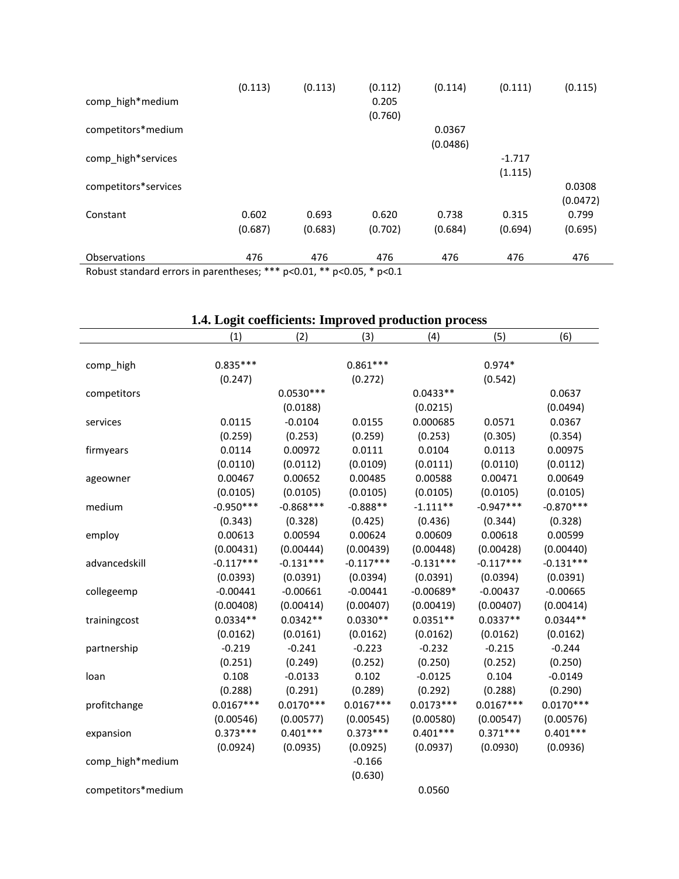| | | | | | | |
|---|---|---|---|---|---|---|
| | (0.113) | (0.113) | (0.112) | (0.114) | (0.111) | (0.115) |
| comp_high*medium | | | 0.205 | | | |
| | | | (0.760) | | | |
| competitors*medium | | | | 0.0367 | | |
| | | | | (0.0486) | | |
| comp_high*services | | | | | -1.717 | |
| | | | | | (1.115) | |
| competitors*services | | | | | | 0.0308 |
| | | | | | | (0.0472) |
| Constant | 0.602 | 0.693 | 0.620 | 0.738 | 0.315 | 0.799 |
| | (0.687) | (0.683) | (0.702) | (0.684) | (0.694) | (0.695) |
| Observations | 476 | 476 | 476 | 476 | 476 | 476 |

Robust standard errors in parentheses; *** p<0.01, ** p<0.05, * p<0.1

### 1.4. Logit coefficients: Improved production process

| | (1) | (2) | (3) | (4) | (5) | (6) |
|---|---|---|---|---|---|---|
| comp_high | 0.835*** | | 0.861*** | | 0.974* | |
| | (0.247) | | (0.272) | | (0.542) | |
| competitors | | 0.0530*** | | 0.0433** | | 0.0637 |
| | | (0.0188) | | (0.0215) | | (0.0494) |
| services | 0.0115 | -0.0104 | 0.0155 | 0.000685 | 0.0571 | 0.0367 |
| | (0.259) | (0.253) | (0.259) | (0.253) | (0.305) | (0.354) |
| firmyears | 0.0114 | 0.00972 | 0.0111 | 0.0104 | 0.0113 | 0.00975 |
| | (0.0110) | (0.0112) | (0.0109) | (0.0111) | (0.0110) | (0.0112) |
| ageowner | 0.00467 | 0.00652 | 0.00485 | 0.00588 | 0.00471 | 0.00649 |
| | (0.0105) | (0.0105) | (0.0105) | (0.0105) | (0.0105) | (0.0105) |
| medium | -0.950*** | -0.868*** | -0.888** | -1.111** | -0.947*** | -0.870*** |
| | (0.343) | (0.328) | (0.425) | (0.436) | (0.344) | (0.328) |
| employ | 0.00613 | 0.00594 | 0.00624 | 0.00609 | 0.00618 | 0.00599 |
| | (0.00431) | (0.00444) | (0.00439) | (0.00448) | (0.00428) | (0.00440) |
| advancedskill | -0.117*** | -0.131*** | -0.117*** | -0.131*** | -0.117*** | -0.131*** |
| | (0.0393) | (0.0391) | (0.0394) | (0.0391) | (0.0394) | (0.0391) |
| collegeemp | -0.00441 | -0.00661 | -0.00441 | -0.00689* | -0.00437 | -0.00665 |
| | (0.00408) | (0.00414) | (0.00407) | (0.00419) | (0.00407) | (0.00414) |
| trainingcost | 0.0334** | 0.0342** | 0.0330** | 0.0351** | 0.0337** | 0.0344** |
| | (0.0162) | (0.0161) | (0.0162) | (0.0162) | (0.0162) | (0.0162) |
| partnership | -0.219 | -0.241 | -0.223 | -0.232 | -0.215 | -0.244 |
| | (0.251) | (0.249) | (0.252) | (0.250) | (0.252) | (0.250) |
| loan | 0.108 | -0.0133 | 0.102 | -0.0125 | 0.104 | -0.0149 |
| | (0.288) | (0.291) | (0.289) | (0.292) | (0.288) | (0.290) |
| profitchange | 0.0167*** | 0.0170*** | 0.0167*** | 0.0173*** | 0.0167*** | 0.0170*** |
| | (0.00546) | (0.00577) | (0.00545) | (0.00580) | (0.00547) | (0.00576) |
| expansion | 0.373*** | 0.401*** | 0.373*** | 0.401*** | 0.371*** | 0.401*** |
| | (0.0924) | (0.0935) | (0.0925) | (0.0937) | (0.0930) | (0.0936) |
| comp_high*medium | | | -0.166 | | | |
| | | | (0.630) | | | |
| competitors*medium | | | | 0.0560 | | |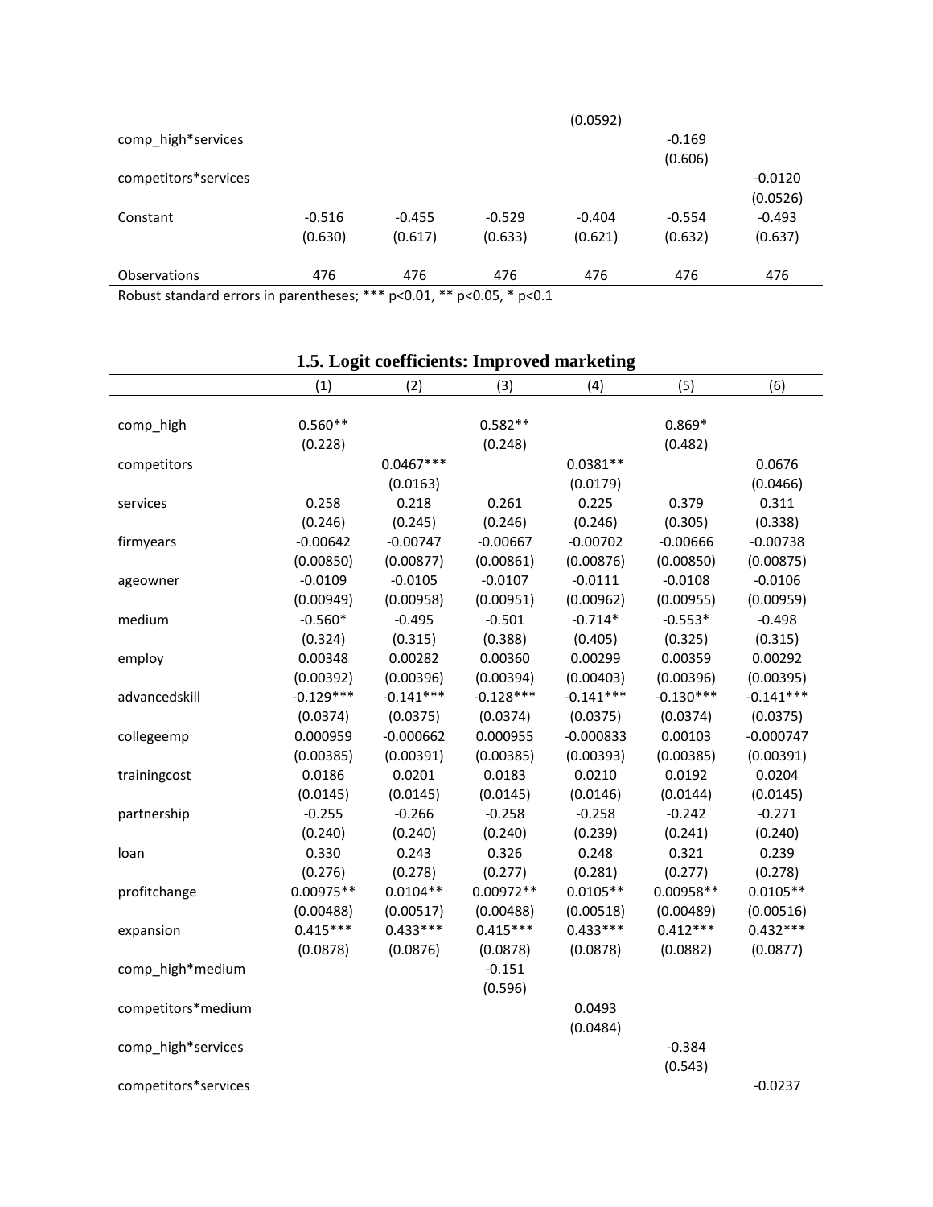| | | | | | | |
|---|---|---|---|---|---|---|
| | | | | (0.0592) | | |
| comp_high*services | | | | | -0.169 | |
| | | | | | (0.606) | |
| competitors*services | | | | | | -0.0120 |
| | | | | | | (0.0526) |
| Constant | -0.516 | -0.455 | -0.529 | -0.404 | -0.554 | -0.493 |
| | (0.630) | (0.617) | (0.633) | (0.621) | (0.632) | (0.637) |
| Observations | 476 | 476 | 476 | 476 | 476 | 476 |

Robust standard errors in parentheses; *** p<0.01, ** p<0.05, * p<0.1

## 1.5. Logit coefficients: Improved marketing

| | (1) | (2) | (3) | (4) | (5) | (6) |
|---|---|---|---|---|---|---|
| comp_high | 0.560** | | 0.582** | | 0.869* | |
| | (0.228) | | (0.248) | | (0.482) | |
| competitors | | 0.0467*** | | 0.0381** | | 0.0676 |
| | | (0.0163) | | (0.0179) | | (0.0466) |
| services | 0.258 | 0.218 | 0.261 | 0.225 | 0.379 | 0.311 |
| | (0.246) | (0.245) | (0.246) | (0.246) | (0.305) | (0.338) |
| firmyears | -0.00642 | -0.00747 | -0.00667 | -0.00702 | -0.00666 | -0.00738 |
| | (0.00850) | (0.00877) | (0.00861) | (0.00876) | (0.00850) | (0.00875) |
| ageowner | -0.0109 | -0.0105 | -0.0107 | -0.0111 | -0.0108 | -0.0106 |
| | (0.00949) | (0.00958) | (0.00951) | (0.00962) | (0.00955) | (0.00959) |
| medium | -0.560* | -0.495 | -0.501 | -0.714* | -0.553* | -0.498 |
| | (0.324) | (0.315) | (0.388) | (0.405) | (0.325) | (0.315) |
| employ | 0.00348 | 0.00282 | 0.00360 | 0.00299 | 0.00359 | 0.00292 |
| | (0.00392) | (0.00396) | (0.00394) | (0.00403) | (0.00396) | (0.00395) |
| advancedskill | -0.129*** | -0.141*** | -0.128*** | -0.141*** | -0.130*** | -0.141*** |
| | (0.0374) | (0.0375) | (0.0374) | (0.0375) | (0.0374) | (0.0375) |
| collegeemp | 0.000959 | -0.000662 | 0.000955 | -0.000833 | 0.00103 | -0.000747 |
| | (0.00385) | (0.00391) | (0.00385) | (0.00393) | (0.00385) | (0.00391) |
| trainingcost | 0.0186 | 0.0201 | 0.0183 | 0.0210 | 0.0192 | 0.0204 |
| | (0.0145) | (0.0145) | (0.0145) | (0.0146) | (0.0144) | (0.0145) |
| partnership | -0.255 | -0.266 | -0.258 | -0.258 | -0.242 | -0.271 |
| | (0.240) | (0.240) | (0.240) | (0.239) | (0.241) | (0.240) |
| loan | 0.330 | 0.243 | 0.326 | 0.248 | 0.321 | 0.239 |
| | (0.276) | (0.278) | (0.277) | (0.281) | (0.277) | (0.278) |
| profitchange | 0.00975** | 0.0104** | 0.00972** | 0.0105** | 0.00958** | 0.0105** |
| | (0.00488) | (0.00517) | (0.00488) | (0.00518) | (0.00489) | (0.00516) |
| expansion | 0.415*** | 0.433*** | 0.415*** | 0.433*** | 0.412*** | 0.432*** |
| | (0.0878) | (0.0876) | (0.0878) | (0.0878) | (0.0882) | (0.0877) |
| comp_high*medium | | | -0.151 | | | |
| | | | (0.596) | | | |
| competitors*medium | | | | 0.0493 | | |
| | | | | (0.0484) | | |
| comp_high*services | | | | | -0.384 | |
| | | | | | (0.543) | |
| competitors*services | | | | | | -0.0237 |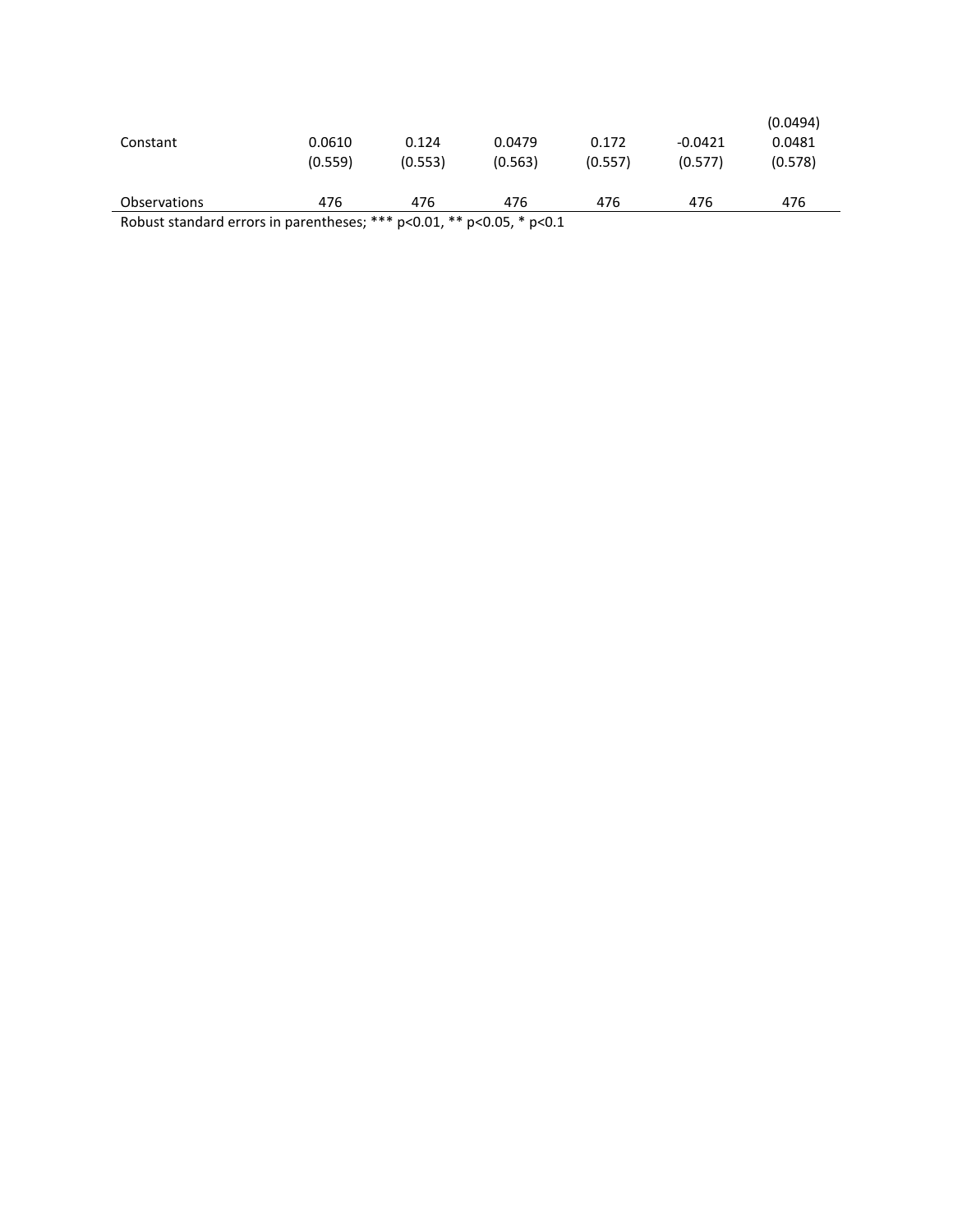| | | | | | | |
|---|---|---|---|---|---|---|
| | | | | | | (0.0494) |
| Constant | 0.0610 | 0.124 | 0.0479 | 0.172 | -0.0421 | 0.0481 |
| | (0.559) | (0.553) | (0.563) | (0.557) | (0.577) | (0.578) |
| | | | | | | |
| Observations | 476 | 476 | 476 | 476 | 476 | 476 |

Robust standard errors in parentheses; *** p<0.01, ** p<0.05, * p<0.1